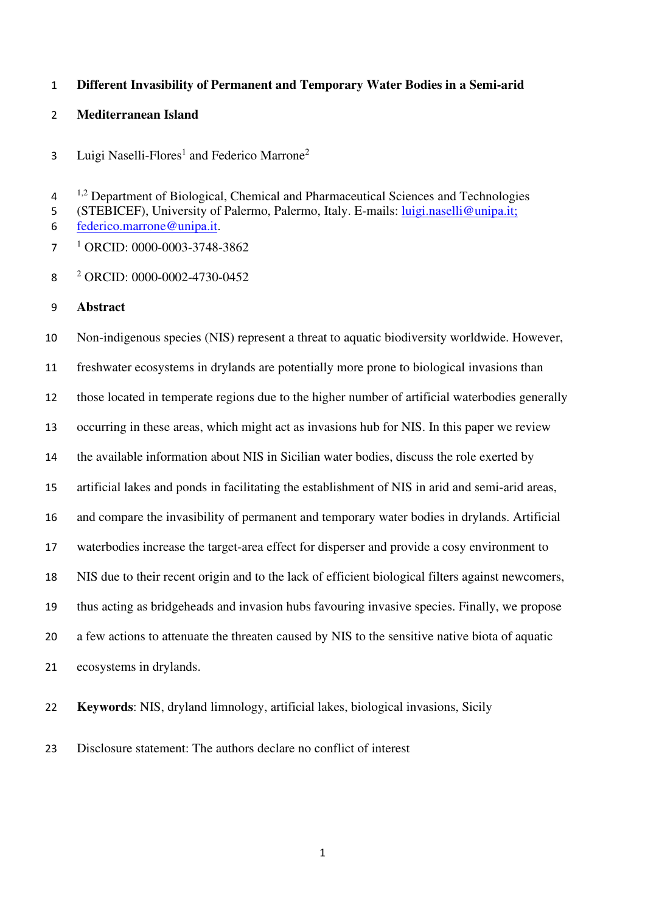# Different Invasibility of Permanent and Temporary Water Bodies in a Semi-arid Mediterranean Island

Luigi Naselli-Flores[1] and Federico Marrone[2]

[1,2] Department of Biological, Chemical and Pharmaceutical Sciences and Technologies (STEBICEF), University of Palermo, Palermo, Italy. E-mails: luigi.naselli@unipa.it; federico.marrone@unipa.it.

[1] ORCID: 0000-0003-3748-3862

[2] ORCID: 0000-0002-4730-0452

## Abstract

Non-indigenous species (NIS) represent a threat to aquatic biodiversity worldwide. However, freshwater ecosystems in drylands are potentially more prone to biological invasions than those located in temperate regions due to the higher number of artificial waterbodies generally occurring in these areas, which might act as invasions hub for NIS. In this paper we review the available information about NIS in Sicilian water bodies, discuss the role exerted by artificial lakes and ponds in facilitating the establishment of NIS in arid and semi-arid areas, and compare the invasibility of permanent and temporary water bodies in drylands. Artificial waterbodies increase the target-area effect for disperser and provide a cosy environment to NIS due to their recent origin and to the lack of efficient biological filters against newcomers, thus acting as bridgeheads and invasion hubs favouring invasive species. Finally, we propose a few actions to attenuate the threaten caused by NIS to the sensitive native biota of aquatic ecosystems in drylands.

**Keywords**: NIS, dryland limnology, artificial lakes, biological invasions, Sicily

Disclosure statement: The authors declare no conflict of interest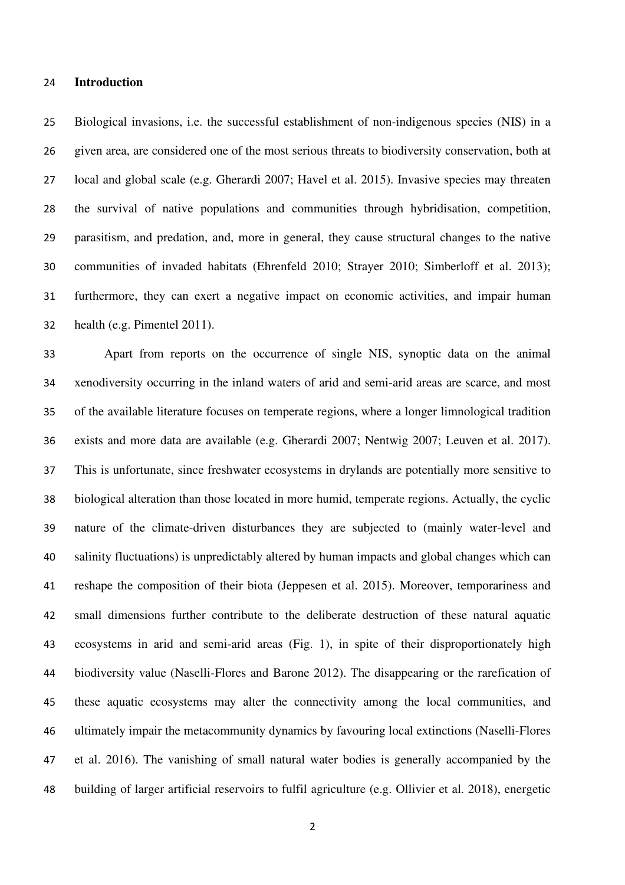## Introduction

Biological invasions, i.e. the successful establishment of non-indigenous species (NIS) in a given area, are considered one of the most serious threats to biodiversity conservation, both at local and global scale (e.g. Gherardi 2007; Havel et al. 2015). Invasive species may threaten the survival of native populations and communities through hybridisation, competition, parasitism, and predation, and, more in general, they cause structural changes to the native communities of invaded habitats (Ehrenfeld 2010; Strayer 2010; Simberloff et al. 2013); furthermore, they can exert a negative impact on economic activities, and impair human health (e.g. Pimentel 2011).

Apart from reports on the occurrence of single NIS, synoptic data on the animal xenodiversity occurring in the inland waters of arid and semi-arid areas are scarce, and most of the available literature focuses on temperate regions, where a longer limnological tradition exists and more data are available (e.g. Gherardi 2007; Nentwig 2007; Leuven et al. 2017). This is unfortunate, since freshwater ecosystems in drylands are potentially more sensitive to biological alteration than those located in more humid, temperate regions. Actually, the cyclic nature of the climate-driven disturbances they are subjected to (mainly water-level and salinity fluctuations) is unpredictably altered by human impacts and global changes which can reshape the composition of their biota (Jeppesen et al. 2015). Moreover, temporariness and small dimensions further contribute to the deliberate destruction of these natural aquatic ecosystems in arid and semi-arid areas (Fig. 1), in spite of their disproportionately high biodiversity value (Naselli-Flores and Barone 2012). The disappearing or the rarefication of these aquatic ecosystems may alter the connectivity among the local communities, and ultimately impair the metacommunity dynamics by favouring local extinctions (Naselli-Flores et al. 2016). The vanishing of small natural water bodies is generally accompanied by the building of larger artificial reservoirs to fulfil agriculture (e.g. Ollivier et al. 2018), energetic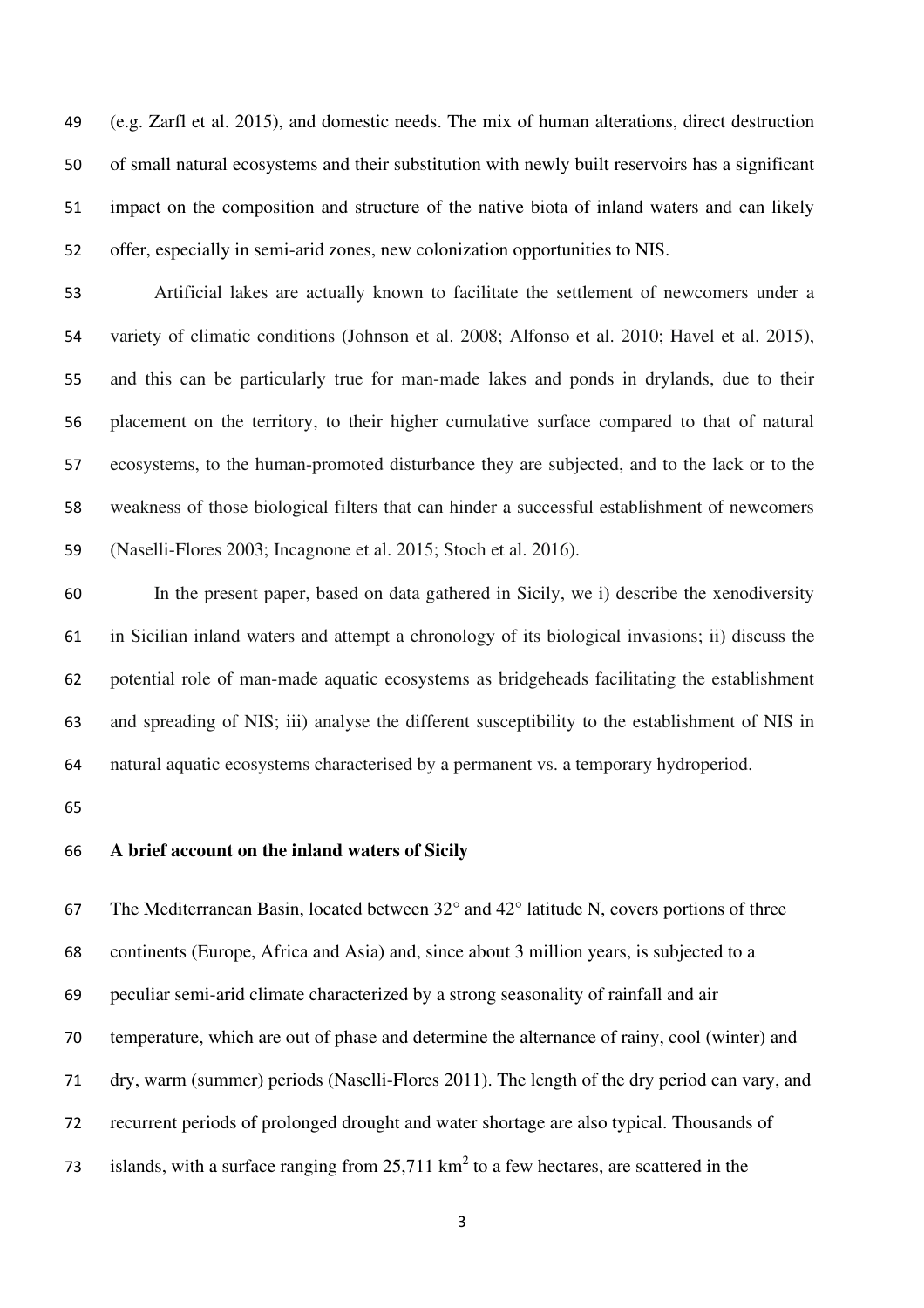(e.g. Zarfl et al. 2015), and domestic needs. The mix of human alterations, direct destruction of small natural ecosystems and their substitution with newly built reservoirs has a significant impact on the composition and structure of the native biota of inland waters and can likely offer, especially in semi-arid zones, new colonization opportunities to NIS.

Artificial lakes are actually known to facilitate the settlement of newcomers under a variety of climatic conditions (Johnson et al. 2008; Alfonso et al. 2010; Havel et al. 2015), and this can be particularly true for man-made lakes and ponds in drylands, due to their placement on the territory, to their higher cumulative surface compared to that of natural ecosystems, to the human-promoted disturbance they are subjected, and to the lack or to the weakness of those biological filters that can hinder a successful establishment of newcomers (Naselli-Flores 2003; Incagnone et al. 2015; Stoch et al. 2016).

In the present paper, based on data gathered in Sicily, we i) describe the xenodiversity in Sicilian inland waters and attempt a chronology of its biological invasions; ii) discuss the potential role of man-made aquatic ecosystems as bridgeheads facilitating the establishment and spreading of NIS; iii) analyse the different susceptibility to the establishment of NIS in natural aquatic ecosystems characterised by a permanent vs. a temporary hydroperiod.

## A brief account on the inland waters of Sicily

The Mediterranean Basin, located between 32° and 42° latitude N, covers portions of three continents (Europe, Africa and Asia) and, since about 3 million years, is subjected to a peculiar semi-arid climate characterized by a strong seasonality of rainfall and air temperature, which are out of phase and determine the alternance of rainy, cool (winter) and dry, warm (summer) periods (Naselli-Flores 2011). The length of the dry period can vary, and recurrent periods of prolonged drought and water shortage are also typical. Thousands of islands, with a surface ranging from 25,711 km$^2$ to a few hectares, are scattered in the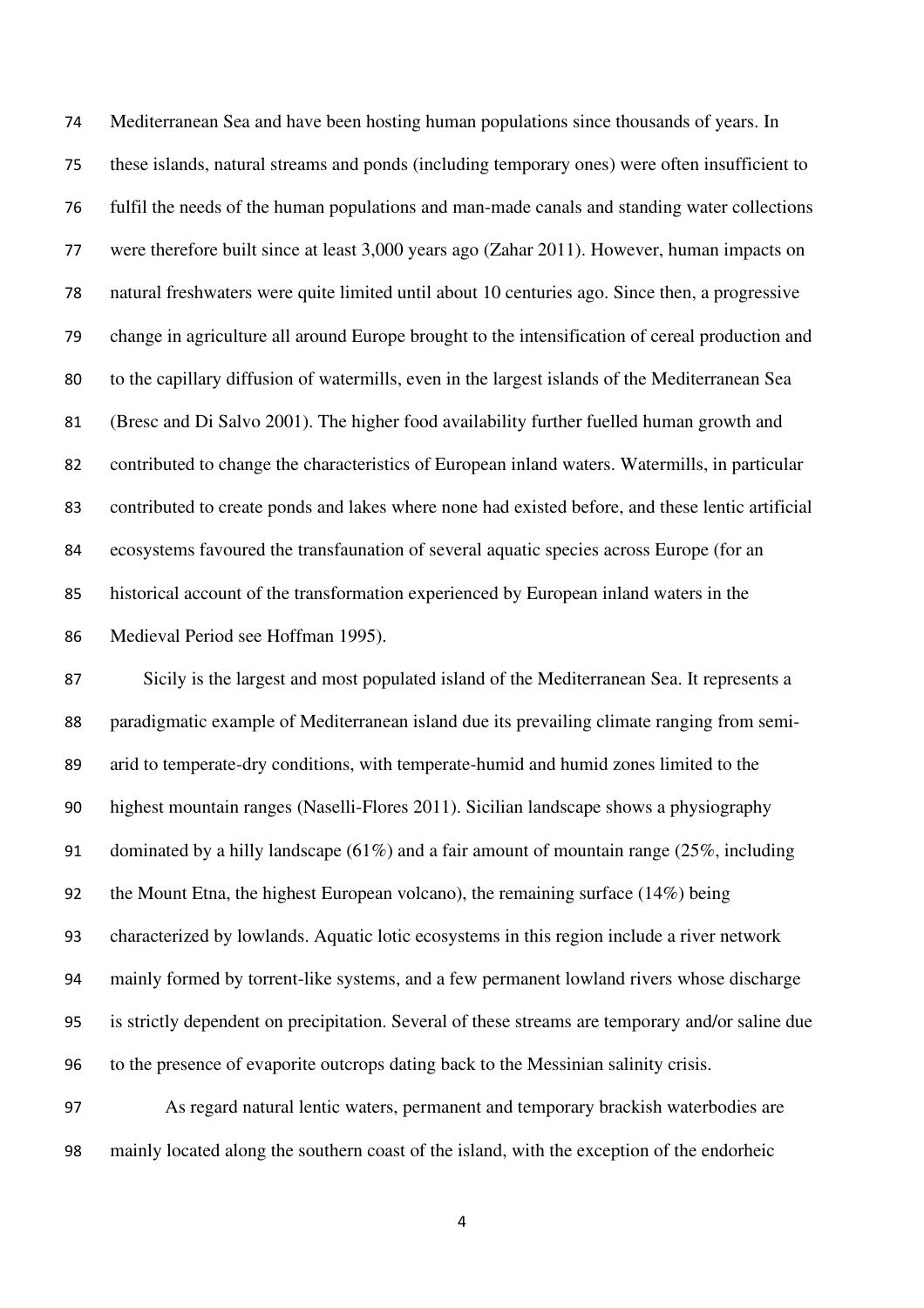Mediterranean Sea and have been hosting human populations since thousands of years. In these islands, natural streams and ponds (including temporary ones) were often insufficient to fulfil the needs of the human populations and man-made canals and standing water collections were therefore built since at least 3,000 years ago (Zahar 2011). However, human impacts on natural freshwaters were quite limited until about 10 centuries ago. Since then, a progressive change in agriculture all around Europe brought to the intensification of cereal production and to the capillary diffusion of watermills, even in the largest islands of the Mediterranean Sea (Bresc and Di Salvo 2001). The higher food availability further fuelled human growth and contributed to change the characteristics of European inland waters. Watermills, in particular contributed to create ponds and lakes where none had existed before, and these lentic artificial ecosystems favoured the transfaunation of several aquatic species across Europe (for an historical account of the transformation experienced by European inland waters in the Medieval Period see Hoffman 1995).

Sicily is the largest and most populated island of the Mediterranean Sea. It represents a paradigmatic example of Mediterranean island due its prevailing climate ranging from semi-arid to temperate-dry conditions, with temperate-humid and humid zones limited to the highest mountain ranges (Naselli-Flores 2011). Sicilian landscape shows a physiography dominated by a hilly landscape (61%) and a fair amount of mountain range (25%, including the Mount Etna, the highest European volcano), the remaining surface (14%) being characterized by lowlands. Aquatic lotic ecosystems in this region include a river network mainly formed by torrent-like systems, and a few permanent lowland rivers whose discharge is strictly dependent on precipitation. Several of these streams are temporary and/or saline due to the presence of evaporite outcrops dating back to the Messinian salinity crisis.

As regard natural lentic waters, permanent and temporary brackish waterbodies are mainly located along the southern coast of the island, with the exception of the endorheic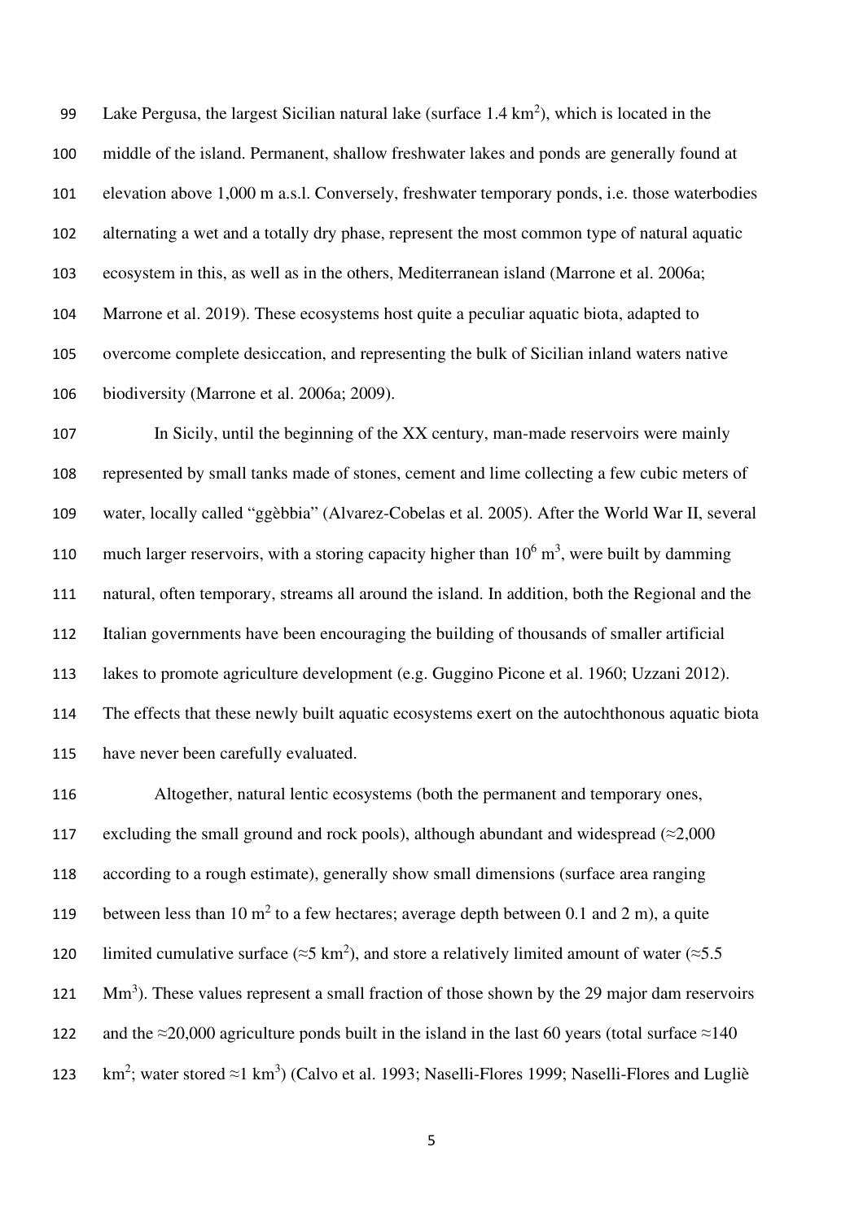Lake Pergusa, the largest Sicilian natural lake (surface 1.4 km$^2$), which is located in the middle of the island. Permanent, shallow freshwater lakes and ponds are generally found at elevation above 1,000 m a.s.l. Conversely, freshwater temporary ponds, i.e. those waterbodies alternating a wet and a totally dry phase, represent the most common type of natural aquatic ecosystem in this, as well as in the others, Mediterranean island (Marrone et al. 2006a; Marrone et al. 2019). These ecosystems host quite a peculiar aquatic biota, adapted to overcome complete desiccation, and representing the bulk of Sicilian inland waters native biodiversity (Marrone et al. 2006a; 2009).

In Sicily, until the beginning of the XX century, man-made reservoirs were mainly represented by small tanks made of stones, cement and lime collecting a few cubic meters of water, locally called "ggèbbia" (Alvarez-Cobelas et al. 2005). After the World War II, several much larger reservoirs, with a storing capacity higher than $10^6$ m$^3$, were built by damming natural, often temporary, streams all around the island. In addition, both the Regional and the Italian governments have been encouraging the building of thousands of smaller artificial lakes to promote agriculture development (e.g. Guggino Picone et al. 1960; Uzzani 2012). The effects that these newly built aquatic ecosystems exert on the autochthonous aquatic biota have never been carefully evaluated.

Altogether, natural lentic ecosystems (both the permanent and temporary ones, excluding the small ground and rock pools), although abundant and widespread (≈2,000 according to a rough estimate), generally show small dimensions (surface area ranging between less than 10 m$^2$ to a few hectares; average depth between 0.1 and 2 m), a quite limited cumulative surface (≈5 km$^2$), and store a relatively limited amount of water (≈5.5 Mm$^3$). These values represent a small fraction of those shown by the 29 major dam reservoirs and the ≈20,000 agriculture ponds built in the island in the last 60 years (total surface ≈140 km$^2$; water stored ≈1 km$^3$) (Calvo et al. 1993; Naselli-Flores 1999; Naselli-Flores and Lugliè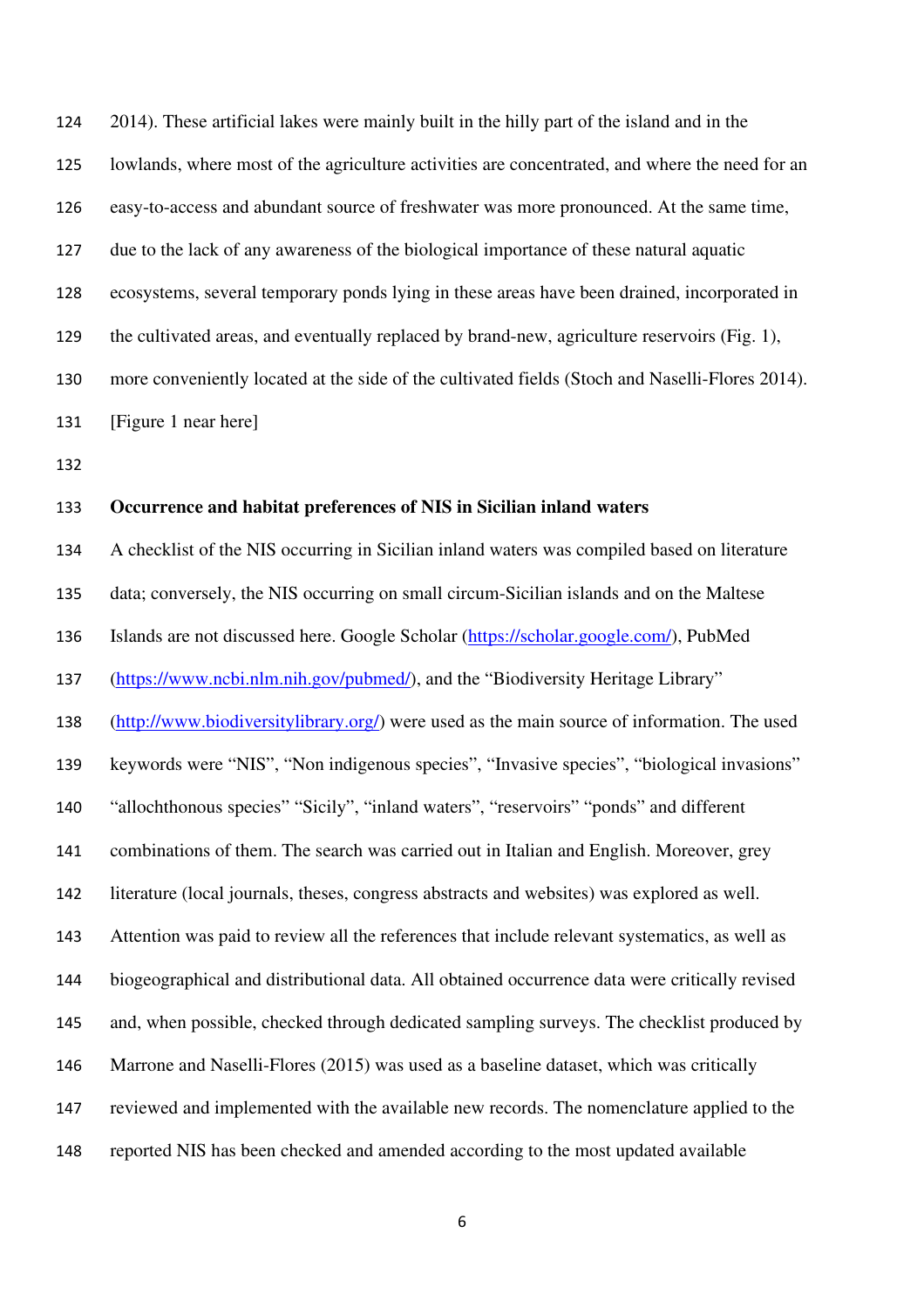2014). These artificial lakes were mainly built in the hilly part of the island and in the lowlands, where most of the agriculture activities are concentrated, and where the need for an easy-to-access and abundant source of freshwater was more pronounced. At the same time, due to the lack of any awareness of the biological importance of these natural aquatic ecosystems, several temporary ponds lying in these areas have been drained, incorporated in the cultivated areas, and eventually replaced by brand-new, agriculture reservoirs (Fig. 1), more conveniently located at the side of the cultivated fields (Stoch and Naselli-Flores 2014).

[Figure 1 near here]

**Occurrence and habitat preferences of NIS in Sicilian inland waters**

A checklist of the NIS occurring in Sicilian inland waters was compiled based on literature data; conversely, the NIS occurring on small circum-Sicilian islands and on the Maltese Islands are not discussed here. Google Scholar (https://scholar.google.com/), PubMed (https://www.ncbi.nlm.nih.gov/pubmed/), and the "Biodiversity Heritage Library" (http://www.biodiversitylibrary.org/) were used as the main source of information. The used keywords were "NIS", "Non indigenous species", "Invasive species", "biological invasions" "allochthonous species" "Sicily", "inland waters", "reservoirs" "ponds" and different combinations of them. The search was carried out in Italian and English. Moreover, grey literature (local journals, theses, congress abstracts and websites) was explored as well. Attention was paid to review all the references that include relevant systematics, as well as biogeographical and distributional data. All obtained occurrence data were critically revised and, when possible, checked through dedicated sampling surveys. The checklist produced by Marrone and Naselli-Flores (2015) was used as a baseline dataset, which was critically reviewed and implemented with the available new records. The nomenclature applied to the reported NIS has been checked and amended according to the most updated available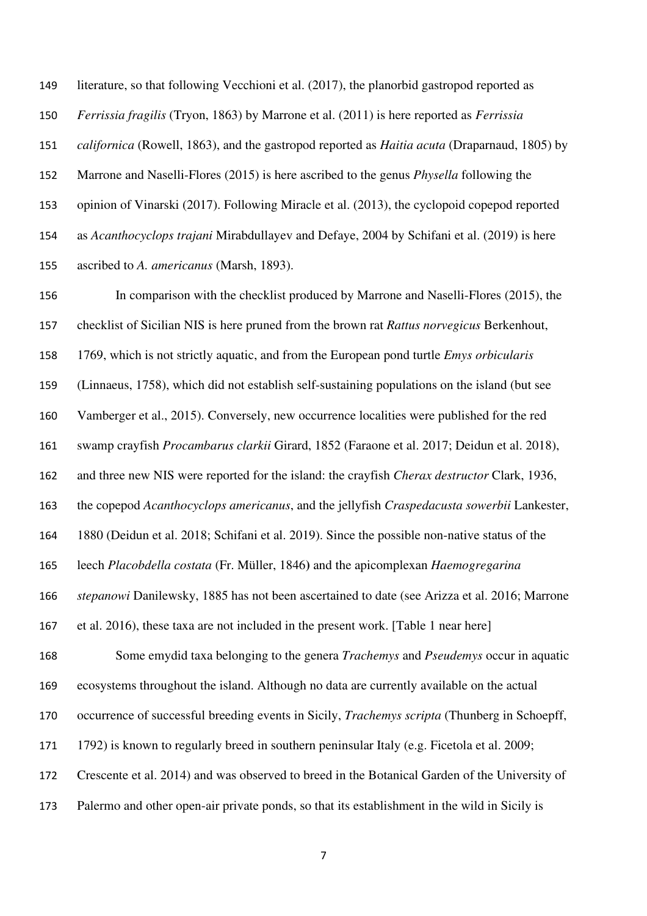literature, so that following Vecchioni et al. (2017), the planorbid gastropod reported as *Ferrissia fragilis* (Tryon, 1863) by Marrone et al. (2011) is here reported as *Ferrissia californica* (Rowell, 1863), and the gastropod reported as *Haitia acuta* (Draparnaud, 1805) by Marrone and Naselli-Flores (2015) is here ascribed to the genus *Physella* following the opinion of Vinarski (2017). Following Miracle et al. (2013), the cyclopoid copepod reported as *Acanthocyclops trajani* Mirabdullayev and Defaye, 2004 by Schifani et al. (2019) is here ascribed to *A. americanus* (Marsh, 1893).

In comparison with the checklist produced by Marrone and Naselli-Flores (2015), the checklist of Sicilian NIS is here pruned from the brown rat *Rattus norvegicus* Berkenhout, 1769, which is not strictly aquatic, and from the European pond turtle *Emys orbicularis* (Linnaeus, 1758), which did not establish self-sustaining populations on the island (but see Vamberger et al., 2015). Conversely, new occurrence localities were published for the red swamp crayfish *Procambarus clarkii* Girard, 1852 (Faraone et al. 2017; Deidun et al. 2018), and three new NIS were reported for the island: the crayfish *Cherax destructor* Clark, 1936, the copepod *Acanthocyclops americanus*, and the jellyfish *Craspedacusta sowerbii* Lankester, 1880 (Deidun et al. 2018; Schifani et al. 2019). Since the possible non-native status of the leech *Placobdella costata* (Fr. Müller, 1846) and the apicomplexan *Haemogregarina stepanowi* Danilewsky, 1885 has not been ascertained to date (see Arizza et al. 2016; Marrone et al. 2016), these taxa are not included in the present work. [Table 1 near here]

Some emydid taxa belonging to the genera *Trachemys* and *Pseudemys* occur in aquatic ecosystems throughout the island. Although no data are currently available on the actual occurrence of successful breeding events in Sicily, *Trachemys scripta* (Thunberg in Schoepff, 1792) is known to regularly breed in southern peninsular Italy (e.g. Ficetola et al. 2009; Crescente et al. 2014) and was observed to breed in the Botanical Garden of the University of Palermo and other open-air private ponds, so that its establishment in the wild in Sicily is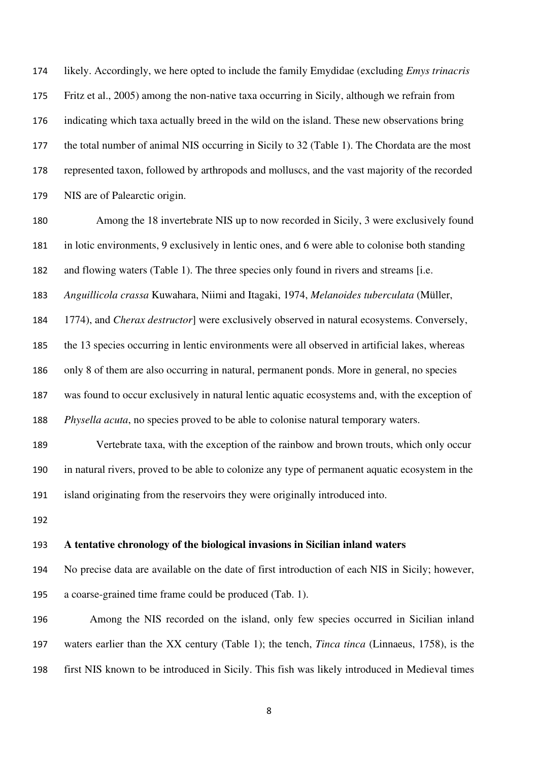likely. Accordingly, we here opted to include the family Emydidae (excluding *Emys trinacris* Fritz et al., 2005) among the non-native taxa occurring in Sicily, although we refrain from indicating which taxa actually breed in the wild on the island. These new observations bring the total number of animal NIS occurring in Sicily to 32 (Table 1). The Chordata are the most represented taxon, followed by arthropods and molluscs, and the vast majority of the recorded NIS are of Palearctic origin.

Among the 18 invertebrate NIS up to now recorded in Sicily, 3 were exclusively found in lotic environments, 9 exclusively in lentic ones, and 6 were able to colonise both standing and flowing waters (Table 1). The three species only found in rivers and streams [i.e. *Anguillicola crassa* Kuwahara, Niimi and Itagaki, 1974, *Melanoides tuberculata* (Müller, 1774), and *Cherax destructor*] were exclusively observed in natural ecosystems. Conversely, the 13 species occurring in lentic environments were all observed in artificial lakes, whereas only 8 of them are also occurring in natural, permanent ponds. More in general, no species was found to occur exclusively in natural lentic aquatic ecosystems and, with the exception of *Physella acuta*, no species proved to be able to colonise natural temporary waters.

Vertebrate taxa, with the exception of the rainbow and brown trouts, which only occur in natural rivers, proved to be able to colonize any type of permanent aquatic ecosystem in the island originating from the reservoirs they were originally introduced into.

**A tentative chronology of the biological invasions in Sicilian inland waters**

No precise data are available on the date of first introduction of each NIS in Sicily; however, a coarse-grained time frame could be produced (Tab. 1).

Among the NIS recorded on the island, only few species occurred in Sicilian inland waters earlier than the XX century (Table 1); the tench, *Tinca tinca* (Linnaeus, 1758), is the first NIS known to be introduced in Sicily. This fish was likely introduced in Medieval times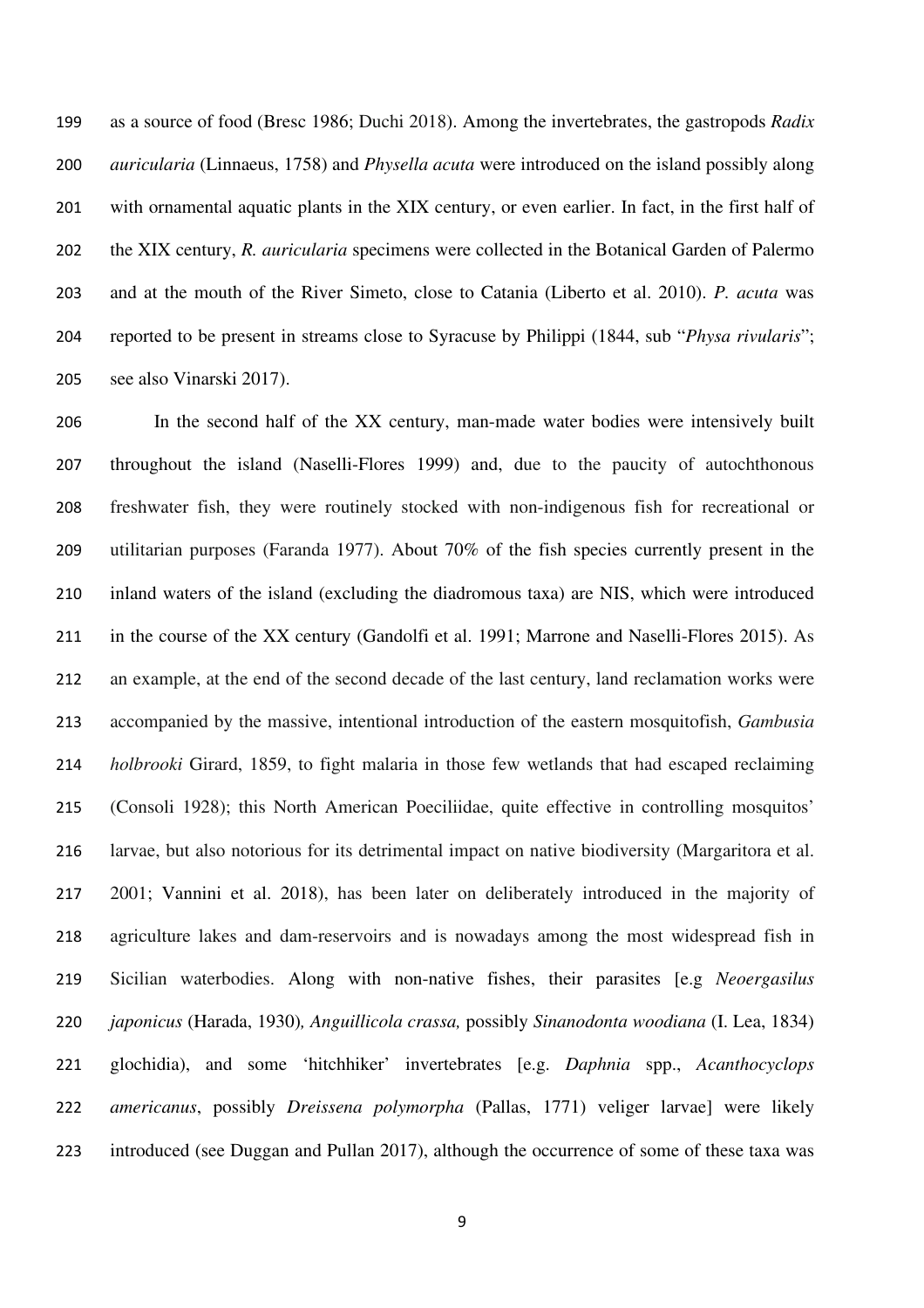as a source of food (Bresc 1986; Duchi 2018). Among the invertebrates, the gastropods *Radix auricularia* (Linnaeus, 1758) and *Physella acuta* were introduced on the island possibly along with ornamental aquatic plants in the XIX century, or even earlier. In fact, in the first half of the XIX century, *R. auricularia* specimens were collected in the Botanical Garden of Palermo and at the mouth of the River Simeto, close to Catania (Liberto et al. 2010). *P. acuta* was reported to be present in streams close to Syracuse by Philippi (1844, sub "*Physa rivularis*"; see also Vinarski 2017).

In the second half of the XX century, man-made water bodies were intensively built throughout the island (Naselli-Flores 1999) and, due to the paucity of autochthonous freshwater fish, they were routinely stocked with non-indigenous fish for recreational or utilitarian purposes (Faranda 1977). About 70% of the fish species currently present in the inland waters of the island (excluding the diadromous taxa) are NIS, which were introduced in the course of the XX century (Gandolfi et al. 1991; Marrone and Naselli-Flores 2015). As an example, at the end of the second decade of the last century, land reclamation works were accompanied by the massive, intentional introduction of the eastern mosquitofish, *Gambusia holbrooki* Girard, 1859, to fight malaria in those few wetlands that had escaped reclaiming (Consoli 1928); this North American Poeciliidae, quite effective in controlling mosquitos' larvae, but also notorious for its detrimental impact on native biodiversity (Margaritora et al. 2001; Vannini et al. 2018), has been later on deliberately introduced in the majority of agriculture lakes and dam-reservoirs and is nowadays among the most widespread fish in Sicilian waterbodies. Along with non-native fishes, their parasites [e.g *Neoergasilus japonicus* (Harada, 1930)*, Anguillicola crassa,* possibly *Sinanodonta woodiana* (I. Lea, 1834) glochidia), and some 'hitchhiker' invertebrates [e.g. *Daphnia* spp., *Acanthocyclops americanus*, possibly *Dreissena polymorpha* (Pallas, 1771) veliger larvae] were likely introduced (see Duggan and Pullan 2017), although the occurrence of some of these taxa was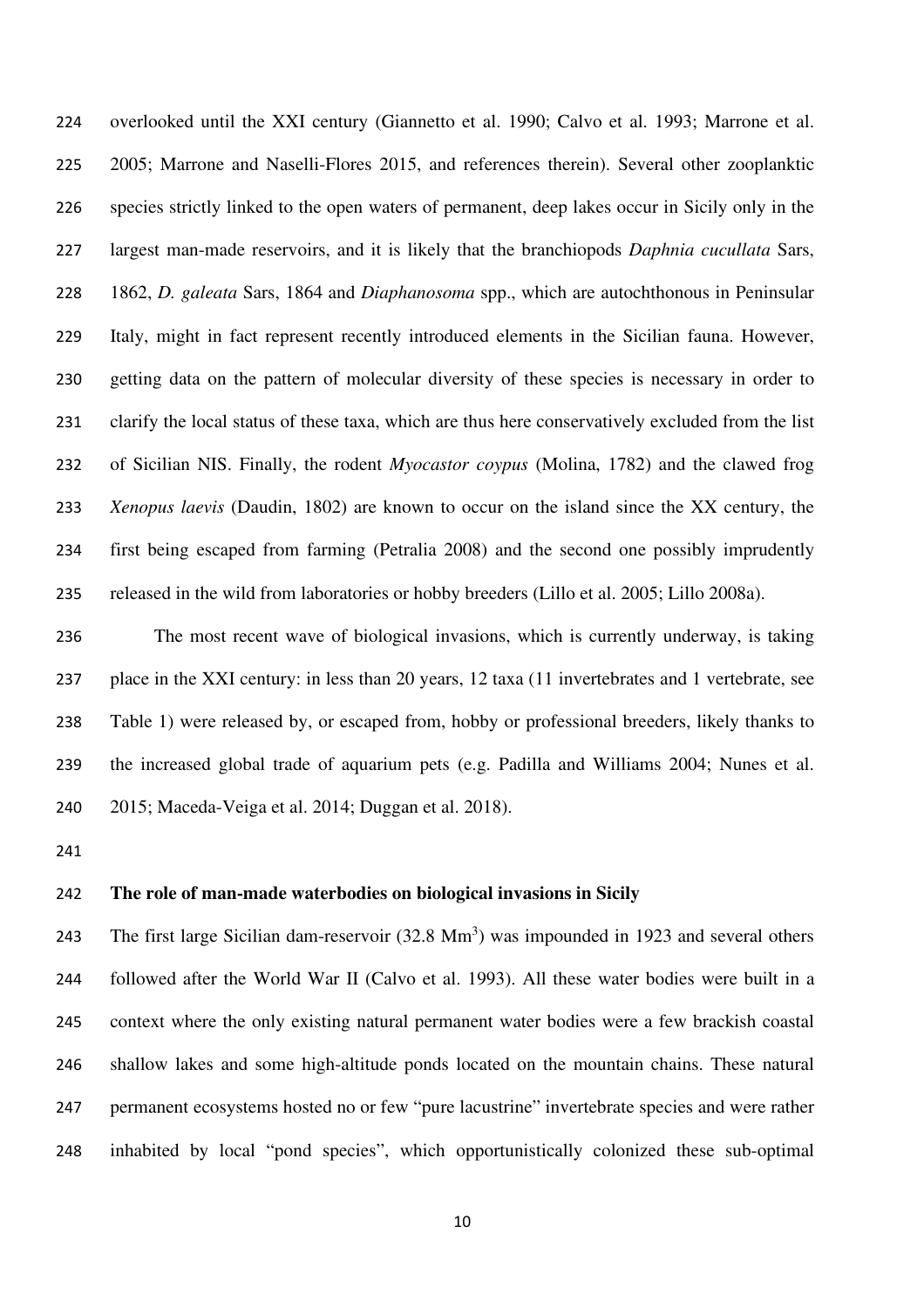overlooked until the XXI century (Giannetto et al. 1990; Calvo et al. 1993; Marrone et al. 2005; Marrone and Naselli-Flores 2015, and references therein). Several other zooplanktic species strictly linked to the open waters of permanent, deep lakes occur in Sicily only in the largest man-made reservoirs, and it is likely that the branchiopods *Daphnia cucullata* Sars, 1862, *D. galeata* Sars, 1864 and *Diaphanosoma* spp., which are autochthonous in Peninsular Italy, might in fact represent recently introduced elements in the Sicilian fauna. However, getting data on the pattern of molecular diversity of these species is necessary in order to clarify the local status of these taxa, which are thus here conservatively excluded from the list of Sicilian NIS. Finally, the rodent *Myocastor coypus* (Molina, 1782) and the clawed frog *Xenopus laevis* (Daudin, 1802) are known to occur on the island since the XX century, the first being escaped from farming (Petralia 2008) and the second one possibly imprudently released in the wild from laboratories or hobby breeders (Lillo et al. 2005; Lillo 2008a).

The most recent wave of biological invasions, which is currently underway, is taking place in the XXI century: in less than 20 years, 12 taxa (11 invertebrates and 1 vertebrate, see Table 1) were released by, or escaped from, hobby or professional breeders, likely thanks to the increased global trade of aquarium pets (e.g. Padilla and Williams 2004; Nunes et al. 2015; Maceda-Veiga et al. 2014; Duggan et al. 2018).

**The role of man-made waterbodies on biological invasions in Sicily**

The first large Sicilian dam-reservoir (32.8 $Mm^3$) was impounded in 1923 and several others followed after the World War II (Calvo et al. 1993). All these water bodies were built in a context where the only existing natural permanent water bodies were a few brackish coastal shallow lakes and some high-altitude ponds located on the mountain chains. These natural permanent ecosystems hosted no or few "pure lacustrine" invertebrate species and were rather inhabited by local "pond species", which opportunistically colonized these sub-optimal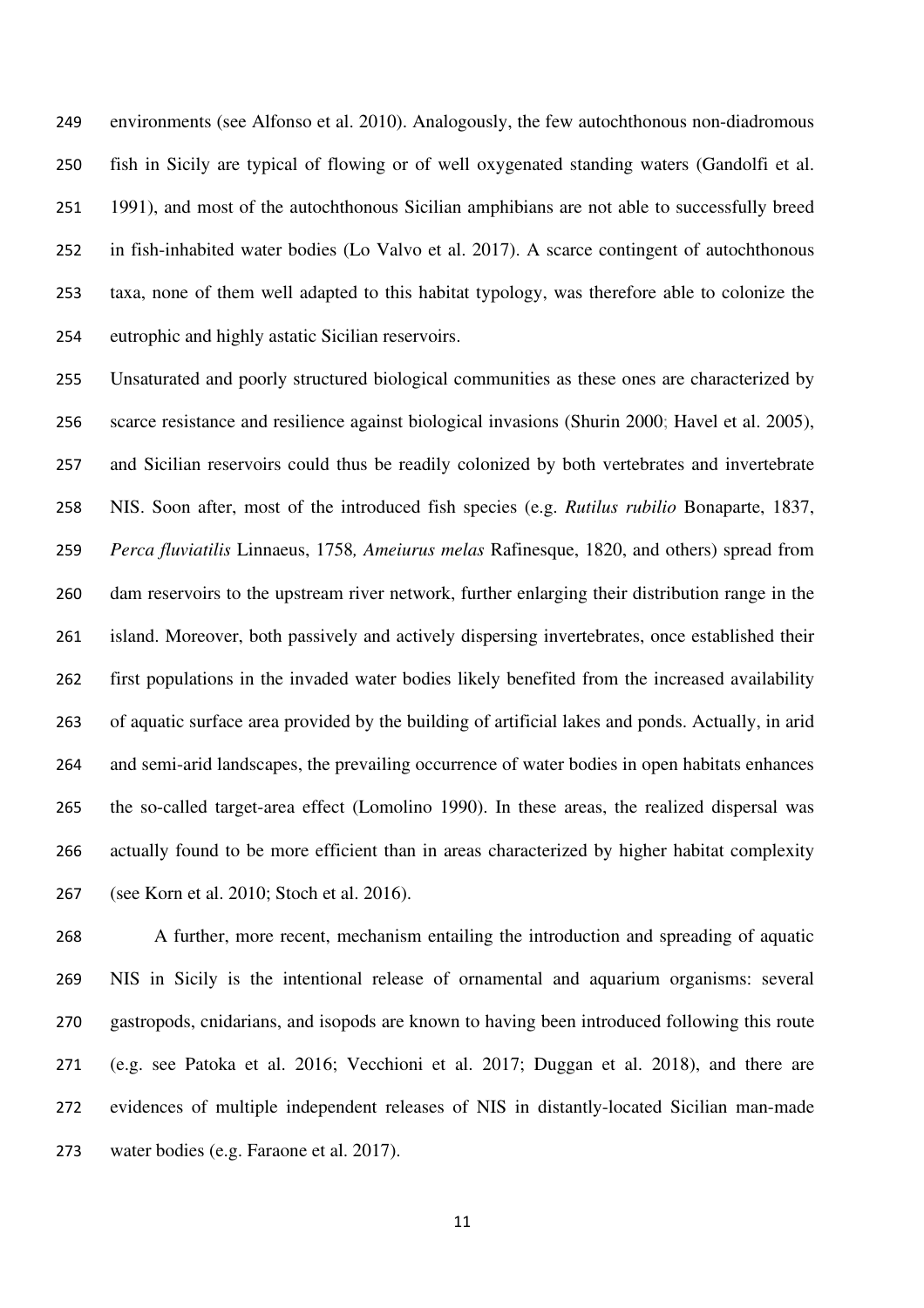environments (see Alfonso et al. 2010). Analogously, the few autochthonous non-diadromous fish in Sicily are typical of flowing or of well oxygenated standing waters (Gandolfi et al. 1991), and most of the autochthonous Sicilian amphibians are not able to successfully breed in fish-inhabited water bodies (Lo Valvo et al. 2017). A scarce contingent of autochthonous taxa, none of them well adapted to this habitat typology, was therefore able to colonize the eutrophic and highly astatic Sicilian reservoirs.

Unsaturated and poorly structured biological communities as these ones are characterized by scarce resistance and resilience against biological invasions (Shurin 2000; Havel et al. 2005), and Sicilian reservoirs could thus be readily colonized by both vertebrates and invertebrate NIS. Soon after, most of the introduced fish species (e.g. *Rutilus rubilio* Bonaparte, 1837, *Perca fluviatilis* Linnaeus, 1758*, Ameiurus melas* Rafinesque, 1820, and others) spread from dam reservoirs to the upstream river network, further enlarging their distribution range in the island. Moreover, both passively and actively dispersing invertebrates, once established their first populations in the invaded water bodies likely benefited from the increased availability of aquatic surface area provided by the building of artificial lakes and ponds. Actually, in arid and semi-arid landscapes, the prevailing occurrence of water bodies in open habitats enhances the so-called target-area effect (Lomolino 1990). In these areas, the realized dispersal was actually found to be more efficient than in areas characterized by higher habitat complexity (see Korn et al. 2010; Stoch et al. 2016).

A further, more recent, mechanism entailing the introduction and spreading of aquatic NIS in Sicily is the intentional release of ornamental and aquarium organisms: several gastropods, cnidarians, and isopods are known to having been introduced following this route (e.g. see Patoka et al. 2016; Vecchioni et al. 2017; Duggan et al. 2018), and there are evidences of multiple independent releases of NIS in distantly-located Sicilian man-made water bodies (e.g. Faraone et al. 2017).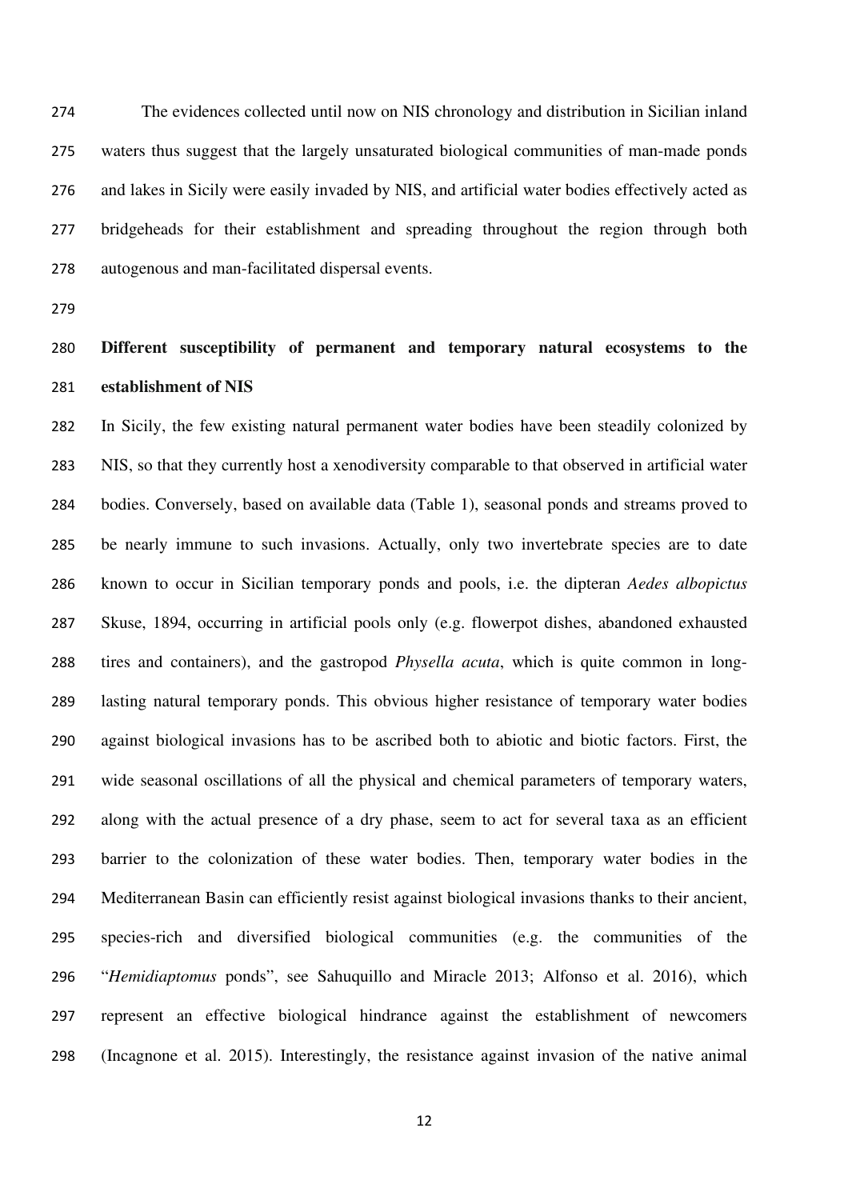The evidences collected until now on NIS chronology and distribution in Sicilian inland waters thus suggest that the largely unsaturated biological communities of man-made ponds and lakes in Sicily were easily invaded by NIS, and artificial water bodies effectively acted as bridgeheads for their establishment and spreading throughout the region through both autogenous and man-facilitated dispersal events.

**Different susceptibility of permanent and temporary natural ecosystems to the establishment of NIS**

In Sicily, the few existing natural permanent water bodies have been steadily colonized by NIS, so that they currently host a xenodiversity comparable to that observed in artificial water bodies. Conversely, based on available data (Table 1), seasonal ponds and streams proved to be nearly immune to such invasions. Actually, only two invertebrate species are to date known to occur in Sicilian temporary ponds and pools, i.e. the dipteran *Aedes albopictus* Skuse, 1894, occurring in artificial pools only (e.g. flowerpot dishes, abandoned exhausted tires and containers), and the gastropod *Physella acuta*, which is quite common in long-lasting natural temporary ponds. This obvious higher resistance of temporary water bodies against biological invasions has to be ascribed both to abiotic and biotic factors. First, the wide seasonal oscillations of all the physical and chemical parameters of temporary waters, along with the actual presence of a dry phase, seem to act for several taxa as an efficient barrier to the colonization of these water bodies. Then, temporary water bodies in the Mediterranean Basin can efficiently resist against biological invasions thanks to their ancient, species-rich and diversified biological communities (e.g. the communities of the "*Hemidiaptomus* ponds", see Sahuquillo and Miracle 2013; Alfonso et al. 2016), which represent an effective biological hindrance against the establishment of newcomers (Incagnone et al. 2015). Interestingly, the resistance against invasion of the native animal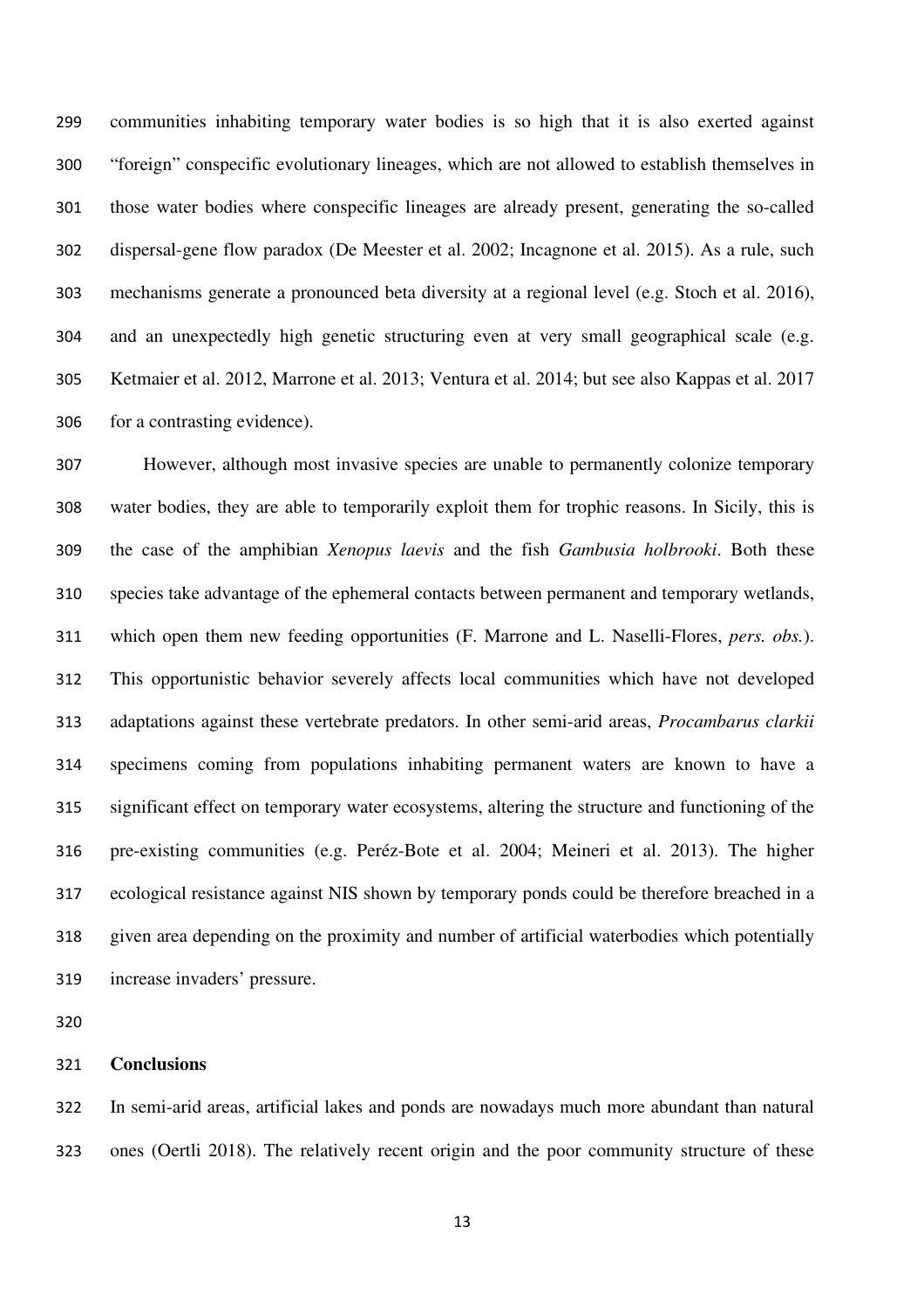communities inhabiting temporary water bodies is so high that it is also exerted against "foreign" conspecific evolutionary lineages, which are not allowed to establish themselves in those water bodies where conspecific lineages are already present, generating the so-called dispersal-gene flow paradox (De Meester et al. 2002; Incagnone et al. 2015). As a rule, such mechanisms generate a pronounced beta diversity at a regional level (e.g. Stoch et al. 2016), and an unexpectedly high genetic structuring even at very small geographical scale (e.g. Ketmaier et al. 2012, Marrone et al. 2013; Ventura et al. 2014; but see also Kappas et al. 2017 for a contrasting evidence).

However, although most invasive species are unable to permanently colonize temporary water bodies, they are able to temporarily exploit them for trophic reasons. In Sicily, this is the case of the amphibian *Xenopus laevis* and the fish *Gambusia holbrooki*. Both these species take advantage of the ephemeral contacts between permanent and temporary wetlands, which open them new feeding opportunities (F. Marrone and L. Naselli-Flores, *pers. obs.*). This opportunistic behavior severely affects local communities which have not developed adaptations against these vertebrate predators. In other semi-arid areas, *Procambarus clarkii* specimens coming from populations inhabiting permanent waters are known to have a significant effect on temporary water ecosystems, altering the structure and functioning of the pre-existing communities (e.g. Peréz-Bote et al. 2004; Meineri et al. 2013). The higher ecological resistance against NIS shown by temporary ponds could be therefore breached in a given area depending on the proximity and number of artificial waterbodies which potentially increase invaders' pressure.

## Conclusions

In semi-arid areas, artificial lakes and ponds are nowadays much more abundant than natural ones (Oertli 2018). The relatively recent origin and the poor community structure of these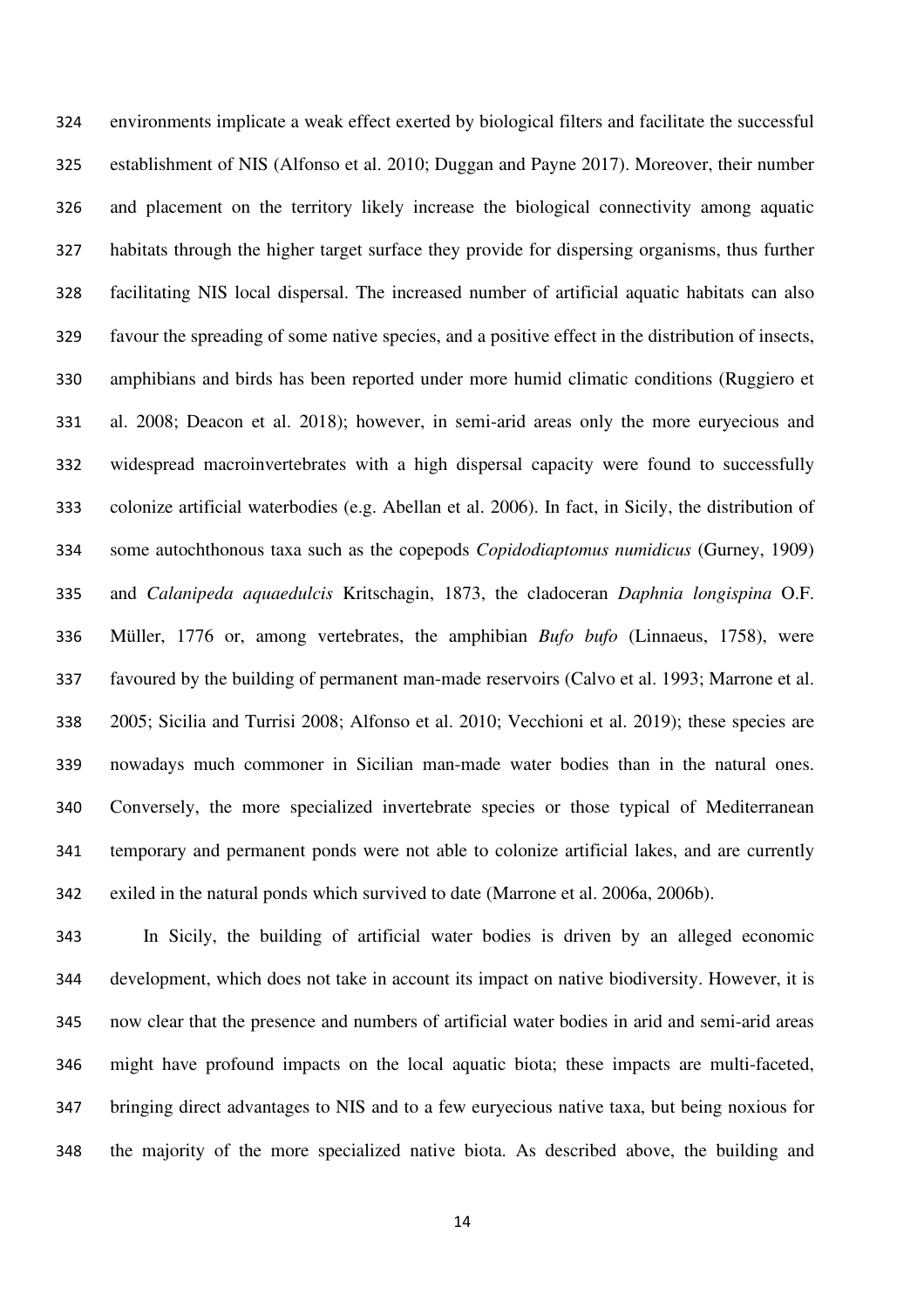environments implicate a weak effect exerted by biological filters and facilitate the successful establishment of NIS (Alfonso et al. 2010; Duggan and Payne 2017). Moreover, their number and placement on the territory likely increase the biological connectivity among aquatic habitats through the higher target surface they provide for dispersing organisms, thus further facilitating NIS local dispersal. The increased number of artificial aquatic habitats can also favour the spreading of some native species, and a positive effect in the distribution of insects, amphibians and birds has been reported under more humid climatic conditions (Ruggiero et al. 2008; Deacon et al. 2018); however, in semi-arid areas only the more euryecious and widespread macroinvertebrates with a high dispersal capacity were found to successfully colonize artificial waterbodies (e.g. Abellan et al. 2006). In fact, in Sicily, the distribution of some autochthonous taxa such as the copepods *Copidodiaptomus numidicus* (Gurney, 1909) and *Calanipeda aquaedulcis* Kritschagin, 1873, the cladoceran *Daphnia longispina* O.F. Müller, 1776 or, among vertebrates, the amphibian *Bufo bufo* (Linnaeus, 1758), were favoured by the building of permanent man-made reservoirs (Calvo et al. 1993; Marrone et al. 2005; Sicilia and Turrisi 2008; Alfonso et al. 2010; Vecchioni et al. 2019); these species are nowadays much commoner in Sicilian man-made water bodies than in the natural ones. Conversely, the more specialized invertebrate species or those typical of Mediterranean temporary and permanent ponds were not able to colonize artificial lakes, and are currently exiled in the natural ponds which survived to date (Marrone et al. 2006a, 2006b).

In Sicily, the building of artificial water bodies is driven by an alleged economic development, which does not take in account its impact on native biodiversity. However, it is now clear that the presence and numbers of artificial water bodies in arid and semi-arid areas might have profound impacts on the local aquatic biota; these impacts are multi-faceted, bringing direct advantages to NIS and to a few euryecious native taxa, but being noxious for the majority of the more specialized native biota. As described above, the building and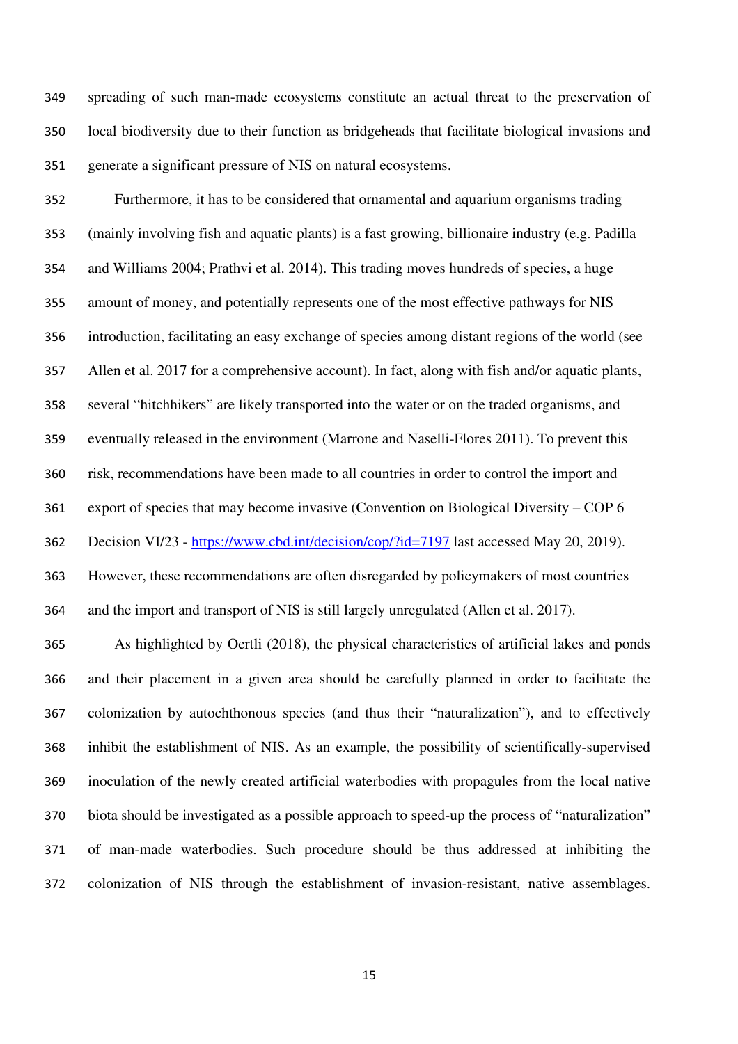spreading of such man-made ecosystems constitute an actual threat to the preservation of local biodiversity due to their function as bridgeheads that facilitate biological invasions and generate a significant pressure of NIS on natural ecosystems.

Furthermore, it has to be considered that ornamental and aquarium organisms trading (mainly involving fish and aquatic plants) is a fast growing, billionaire industry (e.g. Padilla and Williams 2004; Prathvi et al. 2014). This trading moves hundreds of species, a huge amount of money, and potentially represents one of the most effective pathways for NIS introduction, facilitating an easy exchange of species among distant regions of the world (see Allen et al. 2017 for a comprehensive account). In fact, along with fish and/or aquatic plants, several "hitchhikers" are likely transported into the water or on the traded organisms, and eventually released in the environment (Marrone and Naselli-Flores 2011). To prevent this risk, recommendations have been made to all countries in order to control the import and export of species that may become invasive (Convention on Biological Diversity – COP 6 Decision VI/23 - https://www.cbd.int/decision/cop/?id=7197 last accessed May 20, 2019). However, these recommendations are often disregarded by policymakers of most countries and the import and transport of NIS is still largely unregulated (Allen et al. 2017).

As highlighted by Oertli (2018), the physical characteristics of artificial lakes and ponds and their placement in a given area should be carefully planned in order to facilitate the colonization by autochthonous species (and thus their "naturalization"), and to effectively inhibit the establishment of NIS. As an example, the possibility of scientifically-supervised inoculation of the newly created artificial waterbodies with propagules from the local native biota should be investigated as a possible approach to speed-up the process of "naturalization" of man-made waterbodies. Such procedure should be thus addressed at inhibiting the colonization of NIS through the establishment of invasion-resistant, native assemblages.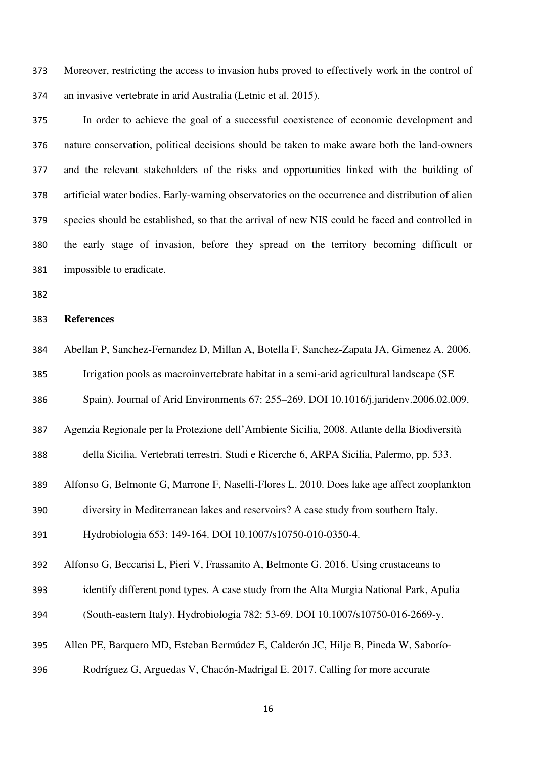Moreover, restricting the access to invasion hubs proved to effectively work in the control of an invasive vertebrate in arid Australia (Letnic et al. 2015).

In order to achieve the goal of a successful coexistence of economic development and nature conservation, political decisions should be taken to make aware both the land-owners and the relevant stakeholders of the risks and opportunities linked with the building of artificial water bodies. Early-warning observatories on the occurrence and distribution of alien species should be established, so that the arrival of new NIS could be faced and controlled in the early stage of invasion, before they spread on the territory becoming difficult or impossible to eradicate.

## References

Abellan P, Sanchez-Fernandez D, Millan A, Botella F, Sanchez-Zapata JA, Gimenez A. 2006. Irrigation pools as macroinvertebrate habitat in a semi-arid agricultural landscape (SE Spain). Journal of Arid Environments 67: 255–269. DOI 10.1016/j.jaridenv.2006.02.009.

Agenzia Regionale per la Protezione dell'Ambiente Sicilia, 2008. Atlante della Biodiversità della Sicilia. Vertebrati terrestri. Studi e Ricerche 6, ARPA Sicilia, Palermo, pp. 533.

Alfonso G, Belmonte G, Marrone F, Naselli-Flores L. 2010. Does lake age affect zooplankton diversity in Mediterranean lakes and reservoirs? A case study from southern Italy. Hydrobiologia 653: 149-164. DOI 10.1007/s10750-010-0350-4.

Alfonso G, Beccarisi L, Pieri V, Frassanito A, Belmonte G. 2016. Using crustaceans to identify different pond types. A case study from the Alta Murgia National Park, Apulia (South-eastern Italy). Hydrobiologia 782: 53-69. DOI 10.1007/s10750-016-2669-y.

Allen PE, Barquero MD, Esteban Bermúdez E, Calderón JC, Hilje B, Pineda W, Saborío-Rodríguez G, Arguedas V, Chacón-Madrigal E. 2017. Calling for more accurate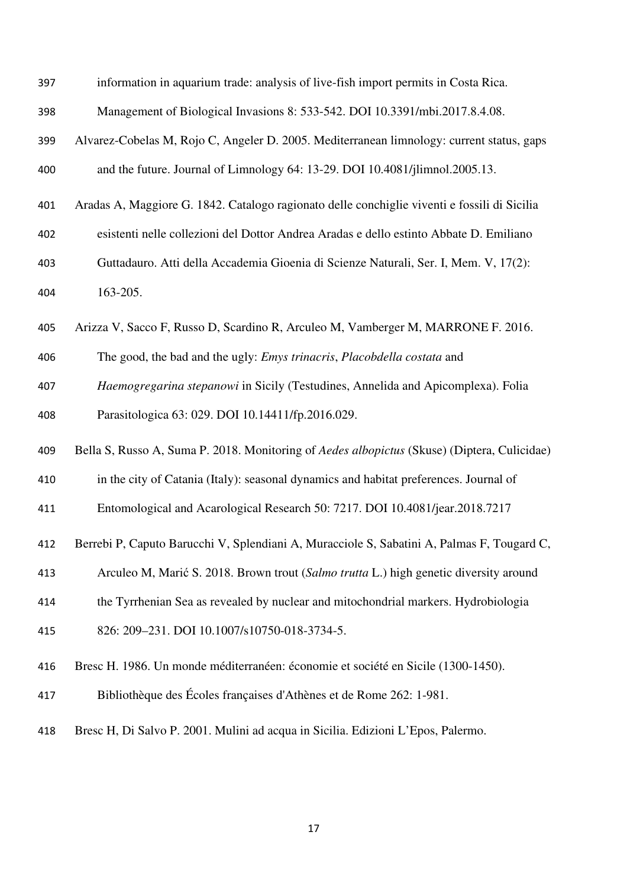information in aquarium trade: analysis of live-fish import permits in Costa Rica. Management of Biological Invasions 8: 533-542. DOI 10.3391/mbi.2017.8.4.08.

Alvarez-Cobelas M, Rojo C, Angeler D. 2005. Mediterranean limnology: current status, gaps and the future. Journal of Limnology 64: 13-29. DOI 10.4081/jlimnol.2005.13.

Aradas A, Maggiore G. 1842. Catalogo ragionato delle conchiglie viventi e fossili di Sicilia esistenti nelle collezioni del Dottor Andrea Aradas e dello estinto Abbate D. Emiliano Guttadauro. Atti della Accademia Gioenia di Scienze Naturali, Ser. I, Mem. V, 17(2): 163-205.

Arizza V, Sacco F, Russo D, Scardino R, Arculeo M, Vamberger M, MARRONE F. 2016. The good, the bad and the ugly: *Emys trinacris*, *Placobdella costata* and *Haemogregarina stepanowi* in Sicily (Testudines, Annelida and Apicomplexa). Folia Parasitologica 63: 029. DOI 10.14411/fp.2016.029.

Bella S, Russo A, Suma P. 2018. Monitoring of *Aedes albopictus* (Skuse) (Diptera, Culicidae) in the city of Catania (Italy): seasonal dynamics and habitat preferences. Journal of Entomological and Acarological Research 50: 7217. DOI 10.4081/jear.2018.7217

Berrebi P, Caputo Barucchi V, Splendiani A, Muracciole S, Sabatini A, Palmas F, Tougard C, Arculeo M, Marić S. 2018. Brown trout (*Salmo trutta* L.) high genetic diversity around the Tyrrhenian Sea as revealed by nuclear and mitochondrial markers. Hydrobiologia 826: 209–231. DOI 10.1007/s10750-018-3734-5.

Bresc H. 1986. Un monde méditerranéen: économie et société en Sicile (1300-1450). Bibliothèque des Écoles françaises d'Athènes et de Rome 262: 1-981.

Bresc H, Di Salvo P. 2001. Mulini ad acqua in Sicilia. Edizioni L'Epos, Palermo.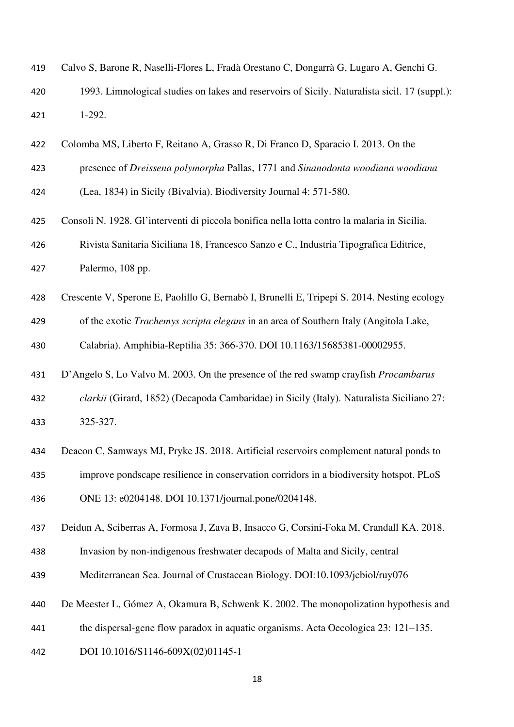Calvo S, Barone R, Naselli-Flores L, Fradà Orestano C, Dongarrà G, Lugaro A, Genchi G. 1993. Limnological studies on lakes and reservoirs of Sicily. Naturalista sicil. 17 (suppl.): 1-292.

Colomba MS, Liberto F, Reitano A, Grasso R, Di Franco D, Sparacio I. 2013. On the presence of *Dreissena polymorpha* Pallas, 1771 and *Sinanodonta woodiana woodiana* (Lea, 1834) in Sicily (Bivalvia). Biodiversity Journal 4: 571-580.

Consoli N. 1928. Gl'interventi di piccola bonifica nella lotta contro la malaria in Sicilia. Rivista Sanitaria Siciliana 18, Francesco Sanzo e C., Industria Tipografica Editrice, Palermo, 108 pp.

Crescente V, Sperone E, Paolillo G, Bernabò I, Brunelli E, Tripepi S. 2014. Nesting ecology of the exotic *Trachemys scripta elegans* in an area of Southern Italy (Angitola Lake, Calabria). Amphibia-Reptilia 35: 366-370. DOI 10.1163/15685381-00002955.

D'Angelo S, Lo Valvo M. 2003. On the presence of the red swamp crayfish *Procambarus clarkii* (Girard, 1852) (Decapoda Cambaridae) in Sicily (Italy). Naturalista Siciliano 27: 325-327.

Deacon C, Samways MJ, Pryke JS. 2018. Artificial reservoirs complement natural ponds to improve pondscape resilience in conservation corridors in a biodiversity hotspot. PLoS ONE 13: e0204148. DOI 10.1371/journal.pone/0204148.

Deidun A, Sciberras A, Formosa J, Zava B, Insacco G, Corsini-Foka M, Crandall KA. 2018. Invasion by non-indigenous freshwater decapods of Malta and Sicily, central Mediterranean Sea. Journal of Crustacean Biology. DOI:10.1093/jcbiol/ruy076

De Meester L, Gómez A, Okamura B, Schwenk K. 2002. The monopolization hypothesis and the dispersal-gene flow paradox in aquatic organisms. Acta Oecologica 23: 121–135. DOI 10.1016/S1146-609X(02)01145-1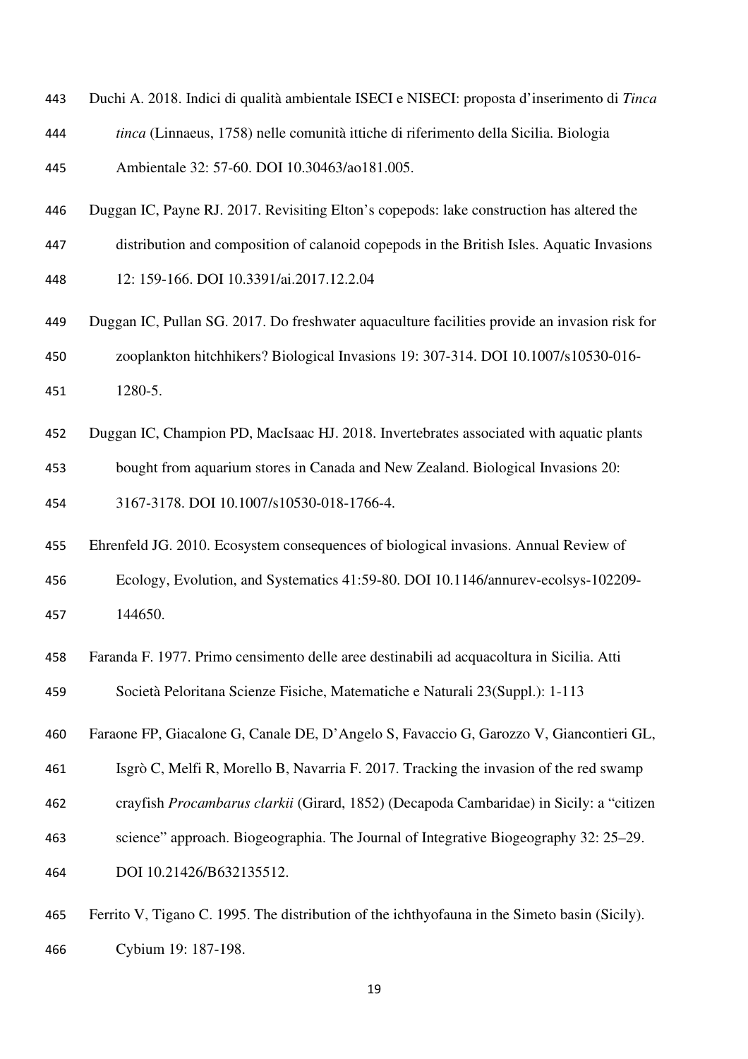Duchi A. 2018. Indici di qualità ambientale ISECI e NISECI: proposta d'inserimento di *Tinca tinca* (Linnaeus, 1758) nelle comunità ittiche di riferimento della Sicilia. Biologia Ambientale 32: 57-60. DOI 10.30463/ao181.005.

Duggan IC, Payne RJ. 2017. Revisiting Elton's copepods: lake construction has altered the distribution and composition of calanoid copepods in the British Isles. Aquatic Invasions 12: 159-166. DOI 10.3391/ai.2017.12.2.04

Duggan IC, Pullan SG. 2017. Do freshwater aquaculture facilities provide an invasion risk for zooplankton hitchhikers? Biological Invasions 19: 307-314. DOI 10.1007/s10530-016-1280-5.

Duggan IC, Champion PD, MacIsaac HJ. 2018. Invertebrates associated with aquatic plants bought from aquarium stores in Canada and New Zealand. Biological Invasions 20: 3167-3178. DOI 10.1007/s10530-018-1766-4.

Ehrenfeld JG. 2010. Ecosystem consequences of biological invasions. Annual Review of Ecology, Evolution, and Systematics 41:59-80. DOI 10.1146/annurev-ecolsys-102209-144650.

Faranda F. 1977. Primo censimento delle aree destinabili ad acquacoltura in Sicilia. Atti Società Peloritana Scienze Fisiche, Matematiche e Naturali 23(Suppl.): 1-113

Faraone FP, Giacalone G, Canale DE, D'Angelo S, Favaccio G, Garozzo V, Giancontieri GL, Isgrò C, Melfi R, Morello B, Navarria F. 2017. Tracking the invasion of the red swamp crayfish *Procambarus clarkii* (Girard, 1852) (Decapoda Cambaridae) in Sicily: a "citizen science" approach. Biogeographia. The Journal of Integrative Biogeography 32: 25–29. DOI 10.21426/B632135512.

Ferrito V, Tigano C. 1995. The distribution of the ichthyofauna in the Simeto basin (Sicily). Cybium 19: 187-198.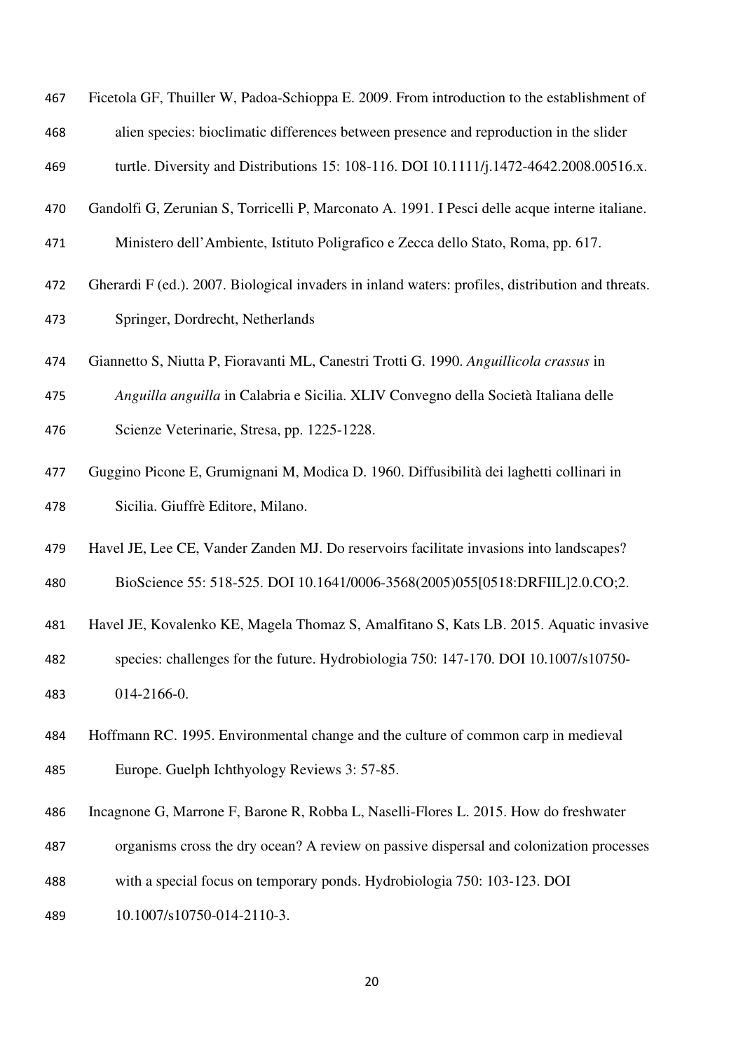Ficetola GF, Thuiller W, Padoa-Schioppa E. 2009. From introduction to the establishment of alien species: bioclimatic differences between presence and reproduction in the slider turtle. Diversity and Distributions 15: 108-116. DOI 10.1111/j.1472-4642.2008.00516.x.

Gandolfi G, Zerunian S, Torricelli P, Marconato A. 1991. I Pesci delle acque interne italiane. Ministero dell'Ambiente, Istituto Poligrafico e Zecca dello Stato, Roma, pp. 617.

Gherardi F (ed.). 2007. Biological invaders in inland waters: profiles, distribution and threats. Springer, Dordrecht, Netherlands

Giannetto S, Niutta P, Fioravanti ML, Canestri Trotti G. 1990. *Anguillicola crassus* in *Anguilla anguilla* in Calabria e Sicilia. XLIV Convegno della Società Italiana delle Scienze Veterinarie, Stresa, pp. 1225-1228.

Guggino Picone E, Grumignani M, Modica D. 1960. Diffusibilità dei laghetti collinari in Sicilia. Giuffrè Editore, Milano.

Havel JE, Lee CE, Vander Zanden MJ. Do reservoirs facilitate invasions into landscapes? BioScience 55: 518-525. DOI 10.1641/0006-3568(2005)055[0518:DRFIIL]2.0.CO;2.

Havel JE, Kovalenko KE, Magela Thomaz S, Amalfitano S, Kats LB. 2015. Aquatic invasive species: challenges for the future. Hydrobiologia 750: 147-170. DOI 10.1007/s10750-014-2166-0.

Hoffmann RC. 1995. Environmental change and the culture of common carp in medieval Europe. Guelph Ichthyology Reviews 3: 57-85.

Incagnone G, Marrone F, Barone R, Robba L, Naselli-Flores L. 2015. How do freshwater organisms cross the dry ocean? A review on passive dispersal and colonization processes with a special focus on temporary ponds. Hydrobiologia 750: 103-123. DOI 10.1007/s10750-014-2110-3.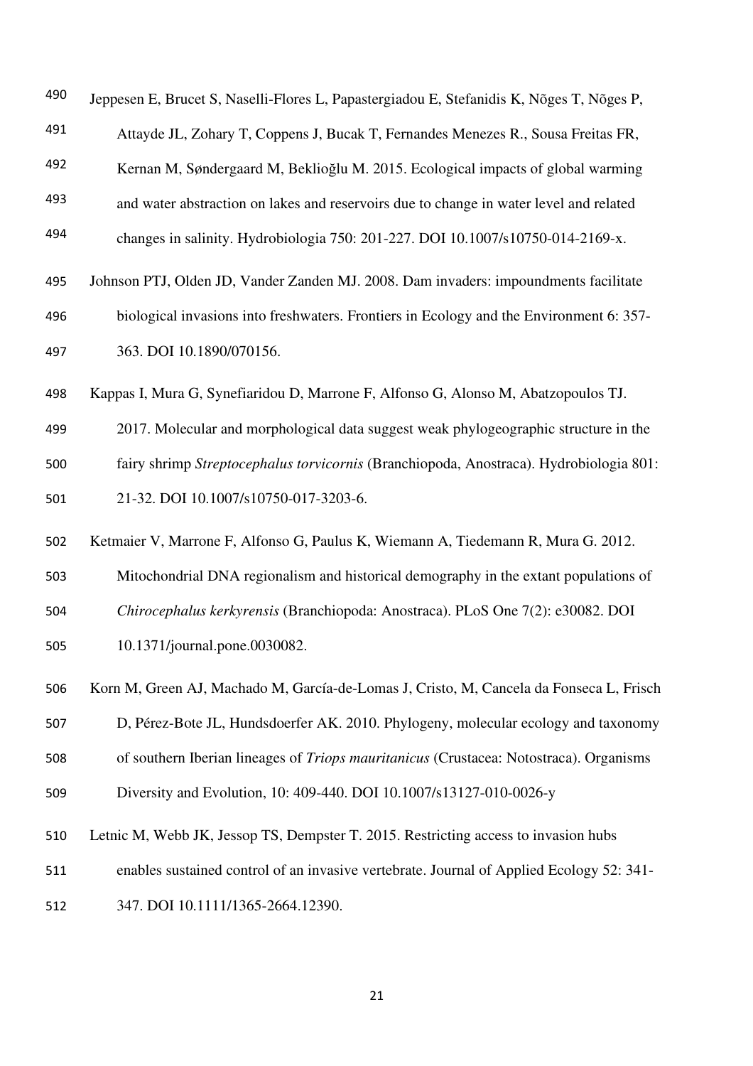Jeppesen E, Brucet S, Naselli-Flores L, Papastergiadou E, Stefanidis K, Nõges T, Nõges P, Attayde JL, Zohary T, Coppens J, Bucak T, Fernandes Menezes R., Sousa Freitas FR, Kernan M, Søndergaard M, Beklioğlu M. 2015. Ecological impacts of global warming and water abstraction on lakes and reservoirs due to change in water level and related changes in salinity. Hydrobiologia 750: 201-227. DOI 10.1007/s10750-014-2169-x.

Johnson PTJ, Olden JD, Vander Zanden MJ. 2008. Dam invaders: impoundments facilitate biological invasions into freshwaters. Frontiers in Ecology and the Environment 6: 357-363. DOI 10.1890/070156.

Kappas I, Mura G, Synefiaridou D, Marrone F, Alfonso G, Alonso M, Abatzopoulos TJ. 2017. Molecular and morphological data suggest weak phylogeographic structure in the fairy shrimp *Streptocephalus torvicornis* (Branchiopoda, Anostraca). Hydrobiologia 801: 21-32. DOI 10.1007/s10750-017-3203-6.

Ketmaier V, Marrone F, Alfonso G, Paulus K, Wiemann A, Tiedemann R, Mura G. 2012. Mitochondrial DNA regionalism and historical demography in the extant populations of *Chirocephalus kerkyrensis* (Branchiopoda: Anostraca). PLoS One 7(2): e30082. DOI 10.1371/journal.pone.0030082.

Korn M, Green AJ, Machado M, García-de-Lomas J, Cristo, M, Cancela da Fonseca L, Frisch D, Pérez-Bote JL, Hundsdoerfer AK. 2010. Phylogeny, molecular ecology and taxonomy of southern Iberian lineages of *Triops mauritanicus* (Crustacea: Notostraca). Organisms Diversity and Evolution, 10: 409-440. DOI 10.1007/s13127-010-0026-y

Letnic M, Webb JK, Jessop TS, Dempster T. 2015. Restricting access to invasion hubs enables sustained control of an invasive vertebrate. Journal of Applied Ecology 52: 341-347. DOI 10.1111/1365-2664.12390.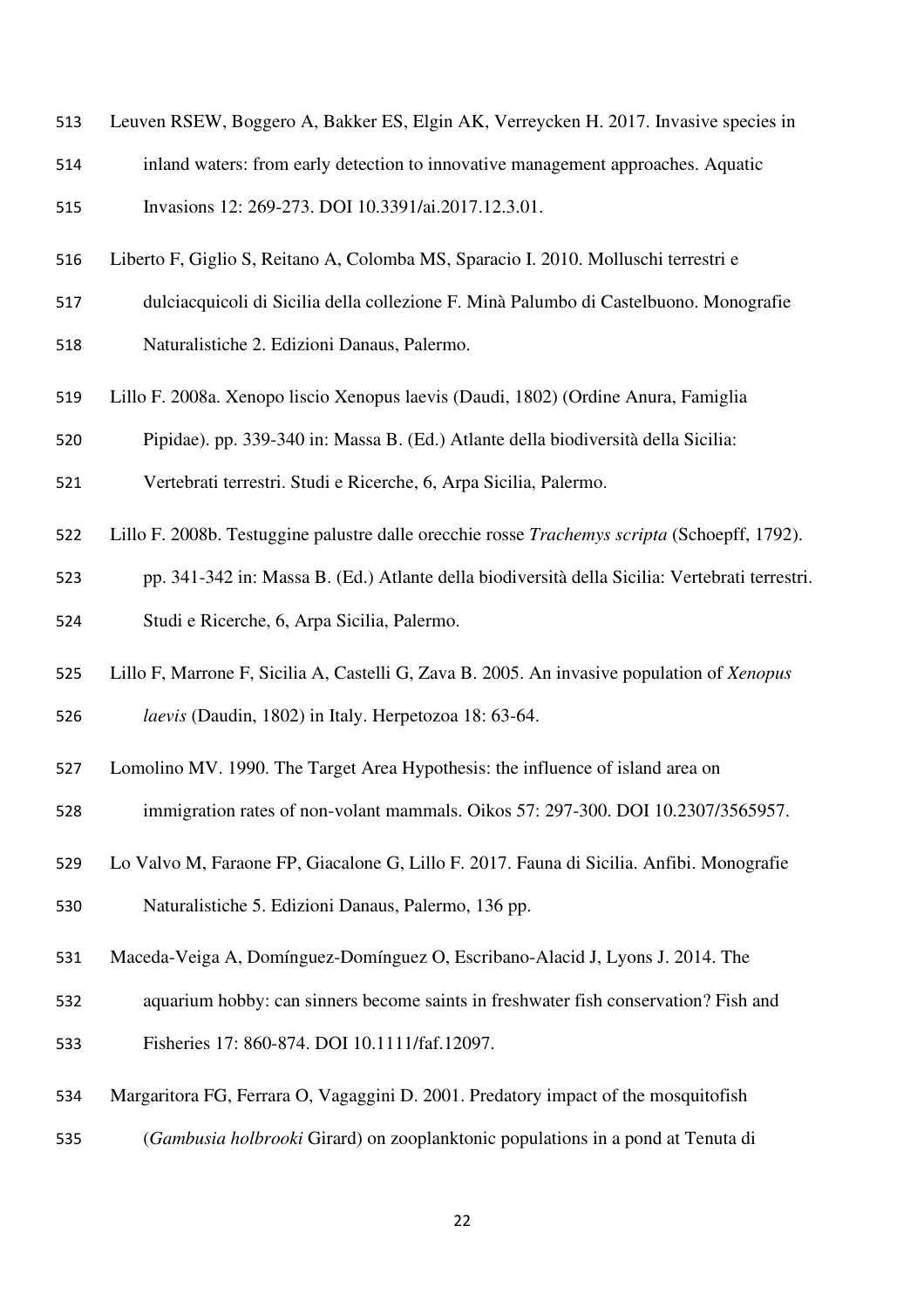Leuven RSEW, Boggero A, Bakker ES, Elgin AK, Verreycken H. 2017. Invasive species in inland waters: from early detection to innovative management approaches. Aquatic Invasions 12: 269-273. DOI 10.3391/ai.2017.12.3.01.

Liberto F, Giglio S, Reitano A, Colomba MS, Sparacio I. 2010. Molluschi terrestri e dulciacquicoli di Sicilia della collezione F. Minà Palumbo di Castelbuono. Monografie Naturalistiche 2. Edizioni Danaus, Palermo.

Lillo F. 2008a. Xenopo liscio Xenopus laevis (Daudi, 1802) (Ordine Anura, Famiglia Pipidae). pp. 339-340 in: Massa B. (Ed.) Atlante della biodiversità della Sicilia: Vertebrati terrestri. Studi e Ricerche, 6, Arpa Sicilia, Palermo.

Lillo F. 2008b. Testuggine palustre dalle orecchie rosse *Trachemys scripta* (Schoepff, 1792). pp. 341-342 in: Massa B. (Ed.) Atlante della biodiversità della Sicilia: Vertebrati terrestri. Studi e Ricerche, 6, Arpa Sicilia, Palermo.

Lillo F, Marrone F, Sicilia A, Castelli G, Zava B. 2005. An invasive population of *Xenopus laevis* (Daudin, 1802) in Italy. Herpetozoa 18: 63-64.

Lomolino MV. 1990. The Target Area Hypothesis: the influence of island area on immigration rates of non-volant mammals. Oikos 57: 297-300. DOI 10.2307/3565957.

Lo Valvo M, Faraone FP, Giacalone G, Lillo F. 2017. Fauna di Sicilia. Anfibi. Monografie Naturalistiche 5. Edizioni Danaus, Palermo, 136 pp.

Maceda-Veiga A, Domínguez-Domínguez O, Escribano-Alacid J, Lyons J. 2014. The aquarium hobby: can sinners become saints in freshwater fish conservation? Fish and Fisheries 17: 860-874. DOI 10.1111/faf.12097.

Margaritora FG, Ferrara O, Vagaggini D. 2001. Predatory impact of the mosquitofish (*Gambusia holbrooki* Girard) on zooplanktonic populations in a pond at Tenuta di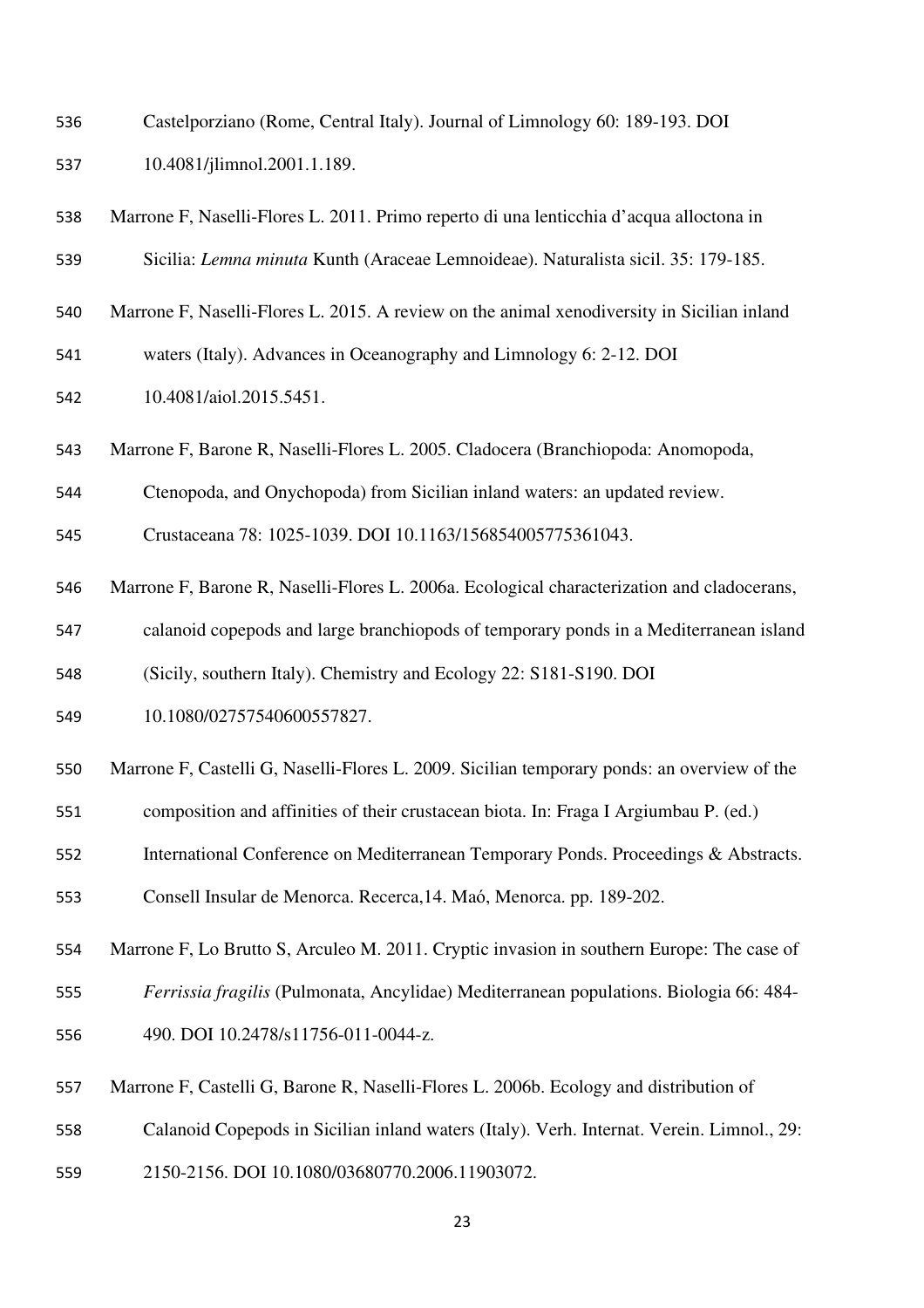Castelporziano (Rome, Central Italy). Journal of Limnology 60: 189-193. DOI 10.4081/jlimnol.2001.1.189.

Marrone F, Naselli-Flores L. 2011. Primo reperto di una lenticchia d'acqua alloctona in Sicilia: *Lemna minuta* Kunth (Araceae Lemnoideae). Naturalista sicil. 35: 179-185.

Marrone F, Naselli-Flores L. 2015. A review on the animal xenodiversity in Sicilian inland waters (Italy). Advances in Oceanography and Limnology 6: 2-12. DOI 10.4081/aiol.2015.5451.

Marrone F, Barone R, Naselli-Flores L. 2005. Cladocera (Branchiopoda: Anomopoda, Ctenopoda, and Onychopoda) from Sicilian inland waters: an updated review. Crustaceana 78: 1025-1039. DOI 10.1163/156854005775361043.

Marrone F, Barone R, Naselli-Flores L. 2006a. Ecological characterization and cladocerans, calanoid copepods and large branchiopods of temporary ponds in a Mediterranean island (Sicily, southern Italy). Chemistry and Ecology 22: S181-S190. DOI 10.1080/02757540600557827.

Marrone F, Castelli G, Naselli-Flores L. 2009. Sicilian temporary ponds: an overview of the composition and affinities of their crustacean biota. In: Fraga I Argiumbau P. (ed.) International Conference on Mediterranean Temporary Ponds. Proceedings & Abstracts. Consell Insular de Menorca. Recerca,14. Maó, Menorca. pp. 189-202.

Marrone F, Lo Brutto S, Arculeo M. 2011. Cryptic invasion in southern Europe: The case of *Ferrissia fragilis* (Pulmonata, Ancylidae) Mediterranean populations. Biologia 66: 484-490. DOI 10.2478/s11756-011-0044-z.

Marrone F, Castelli G, Barone R, Naselli-Flores L. 2006b. Ecology and distribution of Calanoid Copepods in Sicilian inland waters (Italy). Verh. Internat. Verein. Limnol., 29: 2150-2156. DOI 10.1080/03680770.2006.11903072.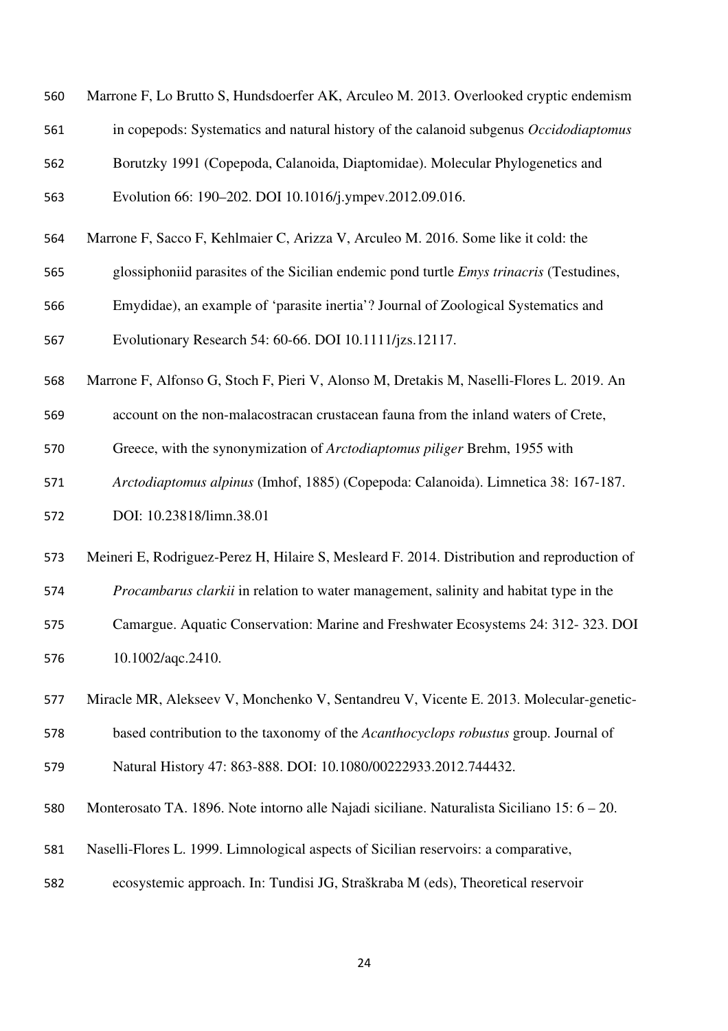Marrone F, Lo Brutto S, Hundsdoerfer AK, Arculeo M. 2013. Overlooked cryptic endemism in copepods: Systematics and natural history of the calanoid subgenus *Occidodiaptomus* Borutzky 1991 (Copepoda, Calanoida, Diaptomidae). Molecular Phylogenetics and Evolution 66: 190–202. DOI 10.1016/j.ympev.2012.09.016.

Marrone F, Sacco F, Kehlmaier C, Arizza V, Arculeo M. 2016. Some like it cold: the glossiphoniid parasites of the Sicilian endemic pond turtle *Emys trinacris* (Testudines, Emydidae), an example of 'parasite inertia'? Journal of Zoological Systematics and Evolutionary Research 54: 60-66. DOI 10.1111/jzs.12117.

Marrone F, Alfonso G, Stoch F, Pieri V, Alonso M, Dretakis M, Naselli-Flores L. 2019. An account on the non-malacostracan crustacean fauna from the inland waters of Crete, Greece, with the synonymization of *Arctodiaptomus piliger* Brehm, 1955 with *Arctodiaptomus alpinus* (Imhof, 1885) (Copepoda: Calanoida). Limnetica 38: 167-187. DOI: 10.23818/limn.38.01

Meineri E, Rodriguez-Perez H, Hilaire S, Mesleard F. 2014. Distribution and reproduction of *Procambarus clarkii* in relation to water management, salinity and habitat type in the Camargue. Aquatic Conservation: Marine and Freshwater Ecosystems 24: 312- 323. DOI 10.1002/aqc.2410.

Miracle MR, Alekseev V, Monchenko V, Sentandreu V, Vicente E. 2013. Molecular-genetic-based contribution to the taxonomy of the *Acanthocyclops robustus* group. Journal of Natural History 47: 863-888. DOI: 10.1080/00222933.2012.744432.

Monterosato TA. 1896. Note intorno alle Najadi siciliane. Naturalista Siciliano 15: 6 – 20.

Naselli-Flores L. 1999. Limnological aspects of Sicilian reservoirs: a comparative, ecosystemic approach. In: Tundisi JG, Straškraba M (eds), Theoretical reservoir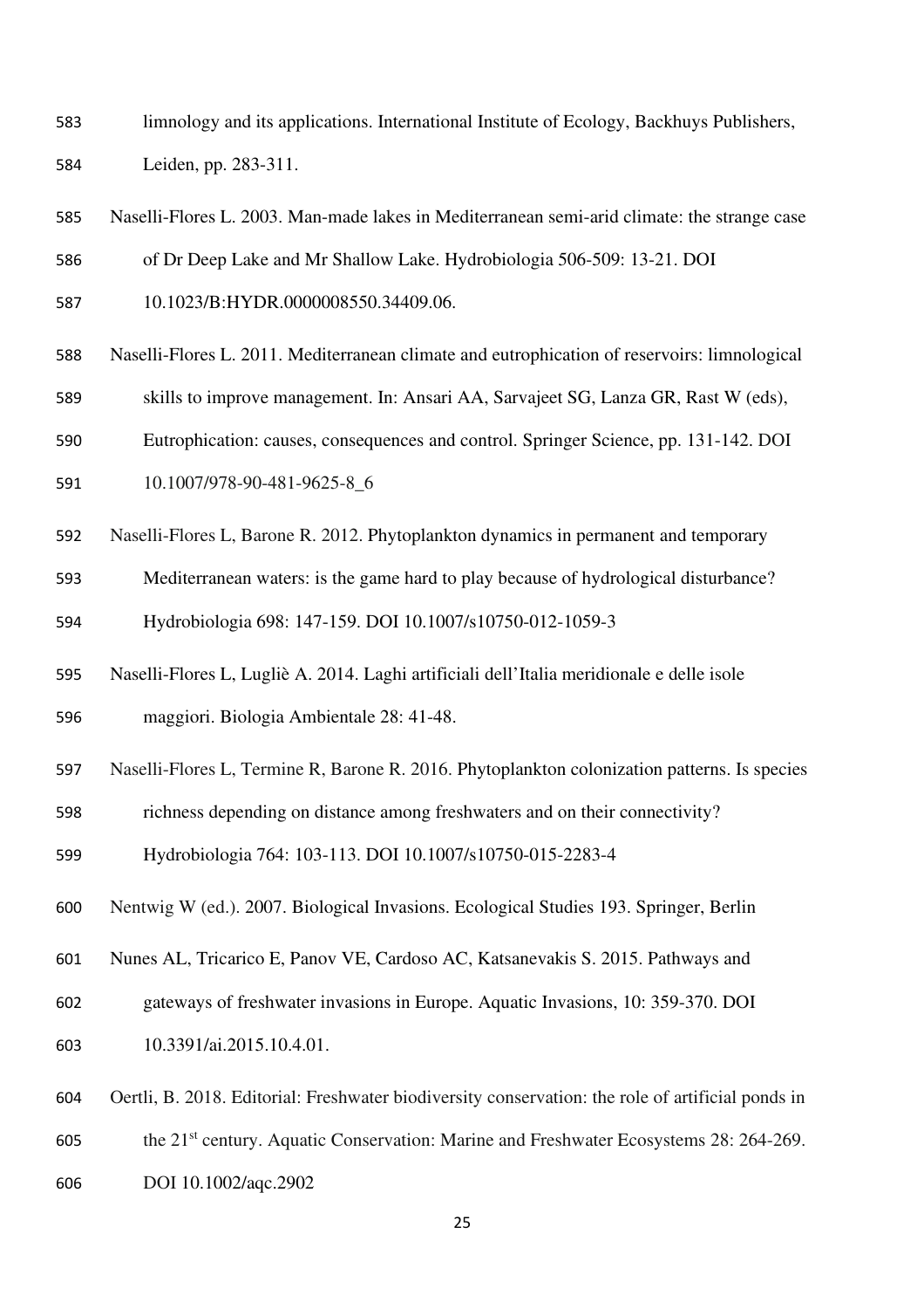limnology and its applications. International Institute of Ecology, Backhuys Publishers, Leiden, pp. 283-311.

Naselli-Flores L. 2003. Man-made lakes in Mediterranean semi-arid climate: the strange case of Dr Deep Lake and Mr Shallow Lake. Hydrobiologia 506-509: 13-21. DOI 10.1023/B:HYDR.0000008550.34409.06.

Naselli-Flores L. 2011. Mediterranean climate and eutrophication of reservoirs: limnological skills to improve management. In: Ansari AA, Sarvajeet SG, Lanza GR, Rast W (eds), Eutrophication: causes, consequences and control. Springer Science, pp. 131-142. DOI 10.1007/978-90-481-9625-8_6

Naselli-Flores L, Barone R. 2012. Phytoplankton dynamics in permanent and temporary Mediterranean waters: is the game hard to play because of hydrological disturbance? Hydrobiologia 698: 147-159. DOI 10.1007/s10750-012-1059-3

Naselli-Flores L, Lugliè A. 2014. Laghi artificiali dell'Italia meridionale e delle isole maggiori. Biologia Ambientale 28: 41-48.

Naselli-Flores L, Termine R, Barone R. 2016. Phytoplankton colonization patterns. Is species richness depending on distance among freshwaters and on their connectivity? Hydrobiologia 764: 103-113. DOI 10.1007/s10750-015-2283-4

Nentwig W (ed.). 2007. Biological Invasions. Ecological Studies 193. Springer, Berlin

Nunes AL, Tricarico E, Panov VE, Cardoso AC, Katsanevakis S. 2015. Pathways and gateways of freshwater invasions in Europe. Aquatic Invasions, 10: 359-370. DOI 10.3391/ai.2015.10.4.01.

Oertli, B. 2018. Editorial: Freshwater biodiversity conservation: the role of artificial ponds in the 21st century. Aquatic Conservation: Marine and Freshwater Ecosystems 28: 264-269. DOI 10.1002/aqc.2902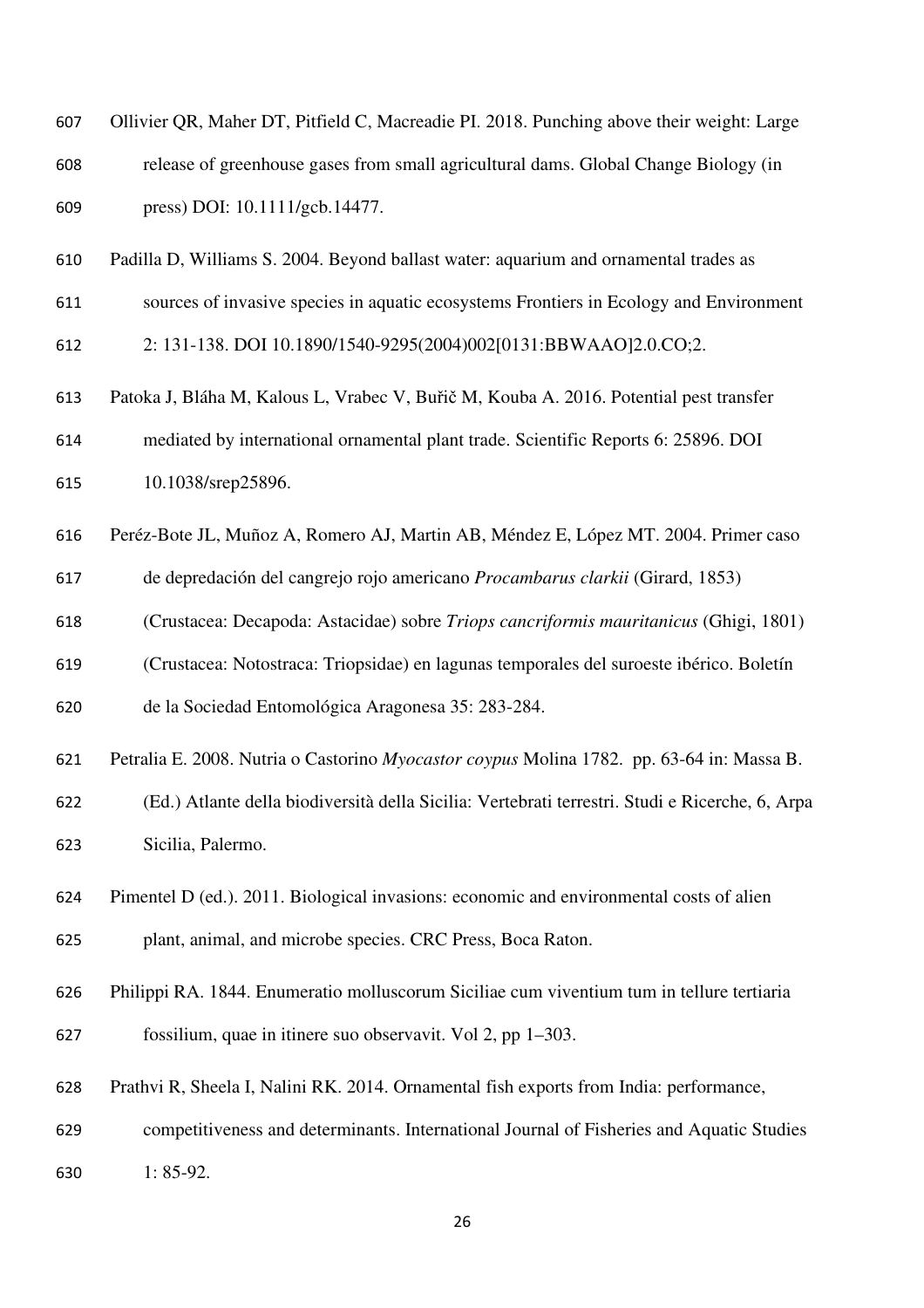Ollivier QR, Maher DT, Pitfield C, Macreadie PI. 2018. Punching above their weight: Large release of greenhouse gases from small agricultural dams. Global Change Biology (in press) DOI: 10.1111/gcb.14477.

Padilla D, Williams S. 2004. Beyond ballast water: aquarium and ornamental trades as sources of invasive species in aquatic ecosystems Frontiers in Ecology and Environment 2: 131-138. DOI 10.1890/1540-9295(2004)002[0131:BBWAAO]2.0.CO;2.

Patoka J, Bláha M, Kalous L, Vrabec V, Buřič M, Kouba A. 2016. Potential pest transfer mediated by international ornamental plant trade. Scientific Reports 6: 25896. DOI 10.1038/srep25896.

Peréz-Bote JL, Muñoz A, Romero AJ, Martin AB, Méndez E, López MT. 2004. Primer caso de depredación del cangrejo rojo americano *Procambarus clarkii* (Girard, 1853) (Crustacea: Decapoda: Astacidae) sobre *Triops cancriformis mauritanicus* (Ghigi, 1801) (Crustacea: Notostraca: Triopsidae) en lagunas temporales del suroeste ibérico. Boletín de la Sociedad Entomológica Aragonesa 35: 283-284.

Petralia E. 2008. Nutria o Castorino *Myocastor coypus* Molina 1782. pp. 63-64 in: Massa B. (Ed.) Atlante della biodiversità della Sicilia: Vertebrati terrestri. Studi e Ricerche, 6, Arpa Sicilia, Palermo.

Pimentel D (ed.). 2011. Biological invasions: economic and environmental costs of alien plant, animal, and microbe species. CRC Press, Boca Raton.

Philippi RA. 1844. Enumeratio molluscorum Siciliae cum viventium tum in tellure tertiaria fossilium, quae in itinere suo observavit. Vol 2, pp 1–303.

Prathvi R, Sheela I, Nalini RK. 2014. Ornamental fish exports from India: performance, competitiveness and determinants. International Journal of Fisheries and Aquatic Studies 1: 85-92.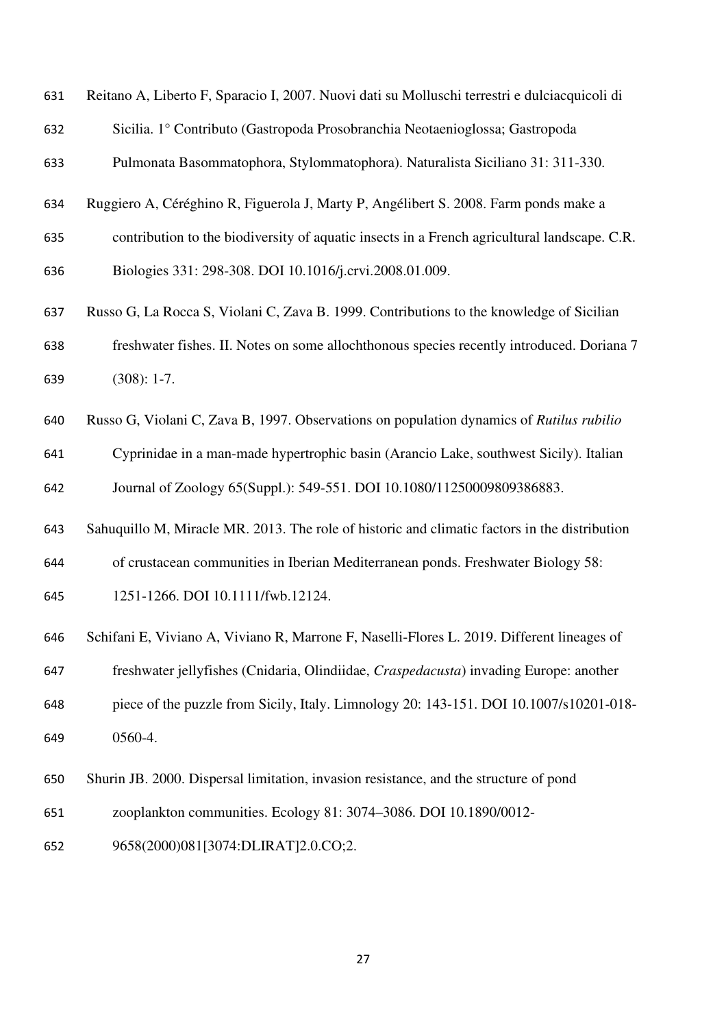Reitano A, Liberto F, Sparacio I, 2007. Nuovi dati su Molluschi terrestri e dulciacquicoli di Sicilia. 1° Contributo (Gastropoda Prosobranchia Neotaenioglossa; Gastropoda Pulmonata Basommatophora, Stylommatophora). Naturalista Siciliano 31: 311-330.

Ruggiero A, Céréghino R, Figuerola J, Marty P, Angélibert S. 2008. Farm ponds make a contribution to the biodiversity of aquatic insects in a French agricultural landscape. C.R. Biologies 331: 298-308. DOI 10.1016/j.crvi.2008.01.009.

Russo G, La Rocca S, Violani C, Zava B. 1999. Contributions to the knowledge of Sicilian freshwater fishes. II. Notes on some allochthonous species recently introduced. Doriana 7 (308): 1-7.

Russo G, Violani C, Zava B, 1997. Observations on population dynamics of *Rutilus rubilio* Cyprinidae in a man-made hypertrophic basin (Arancio Lake, southwest Sicily). Italian Journal of Zoology 65(Suppl.): 549-551. DOI 10.1080/11250009809386883.

Sahuquillo M, Miracle MR. 2013. The role of historic and climatic factors in the distribution of crustacean communities in Iberian Mediterranean ponds. Freshwater Biology 58: 1251-1266. DOI 10.1111/fwb.12124.

Schifani E, Viviano A, Viviano R, Marrone F, Naselli-Flores L. 2019. Different lineages of freshwater jellyfishes (Cnidaria, Olindiidae, *Craspedacusta*) invading Europe: another piece of the puzzle from Sicily, Italy. Limnology 20: 143-151. DOI 10.1007/s10201-018-0560-4.

Shurin JB. 2000. Dispersal limitation, invasion resistance, and the structure of pond zooplankton communities. Ecology 81: 3074–3086. DOI 10.1890/0012-9658(2000)081[3074:DLIRAT]2.0.CO;2.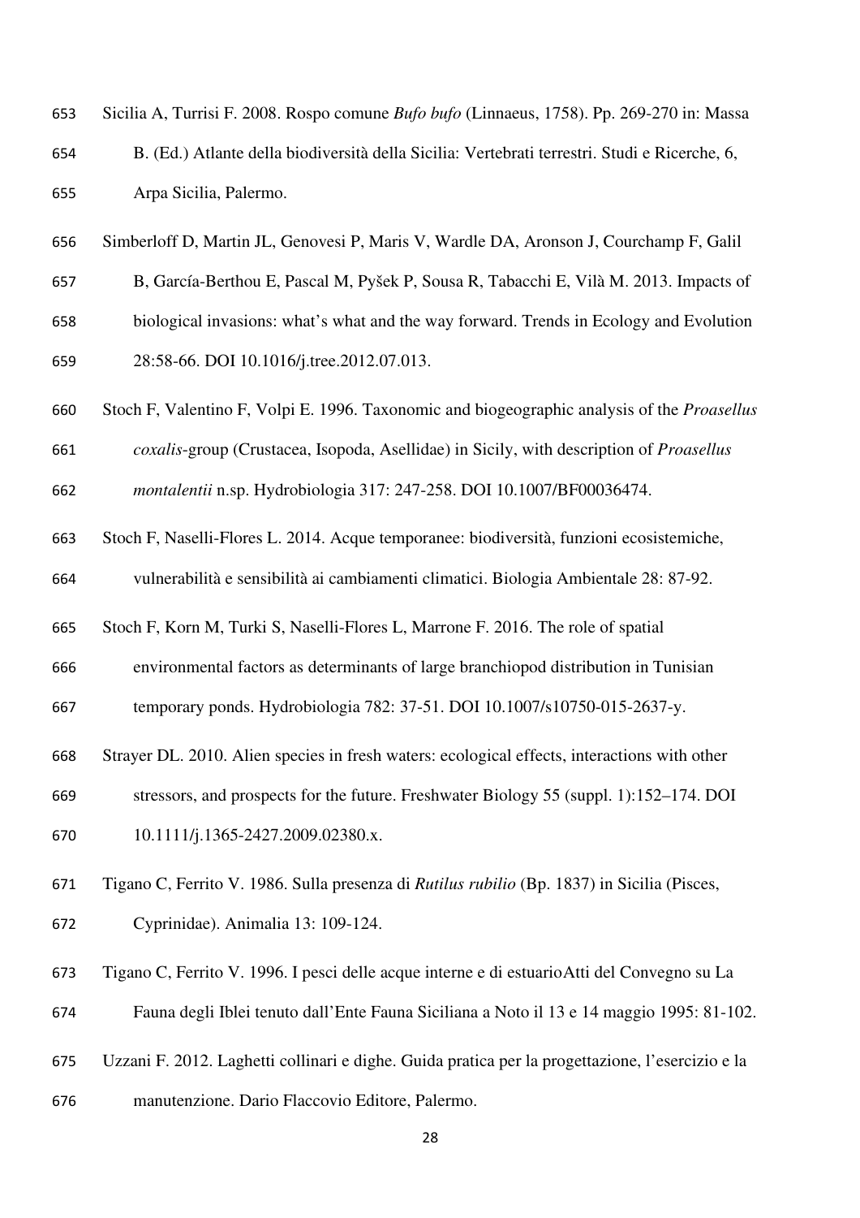Sicilia A, Turrisi F. 2008. Rospo comune *Bufo bufo* (Linnaeus, 1758). Pp. 269-270 in: Massa B. (Ed.) Atlante della biodiversità della Sicilia: Vertebrati terrestri. Studi e Ricerche, 6, Arpa Sicilia, Palermo.

Simberloff D, Martin JL, Genovesi P, Maris V, Wardle DA, Aronson J, Courchamp F, Galil B, García-Berthou E, Pascal M, Pyšek P, Sousa R, Tabacchi E, Vilà M. 2013. Impacts of biological invasions: what's what and the way forward. Trends in Ecology and Evolution 28:58-66. DOI 10.1016/j.tree.2012.07.013.

Stoch F, Valentino F, Volpi E. 1996. Taxonomic and biogeographic analysis of the *Proasellus coxalis*-group (Crustacea, Isopoda, Asellidae) in Sicily, with description of *Proasellus montalentii* n.sp. Hydrobiologia 317: 247-258. DOI 10.1007/BF00036474.

Stoch F, Naselli-Flores L. 2014. Acque temporanee: biodiversità, funzioni ecosistemiche, vulnerabilità e sensibilità ai cambiamenti climatici. Biologia Ambientale 28: 87-92.

Stoch F, Korn M, Turki S, Naselli-Flores L, Marrone F. 2016. The role of spatial environmental factors as determinants of large branchiopod distribution in Tunisian temporary ponds. Hydrobiologia 782: 37-51. DOI 10.1007/s10750-015-2637-y.

Strayer DL. 2010. Alien species in fresh waters: ecological effects, interactions with other stressors, and prospects for the future. Freshwater Biology 55 (suppl. 1):152–174. DOI 10.1111/j.1365-2427.2009.02380.x.

Tigano C, Ferrito V. 1986. Sulla presenza di *Rutilus rubilio* (Bp. 1837) in Sicilia (Pisces, Cyprinidae). Animalia 13: 109-124.

Tigano C, Ferrito V. 1996. I pesci delle acque interne e di estuarioAtti del Convegno su La Fauna degli Iblei tenuto dall'Ente Fauna Siciliana a Noto il 13 e 14 maggio 1995: 81-102.

Uzzani F. 2012. Laghetti collinari e dighe. Guida pratica per la progettazione, l'esercizio e la manutenzione. Dario Flaccovio Editore, Palermo.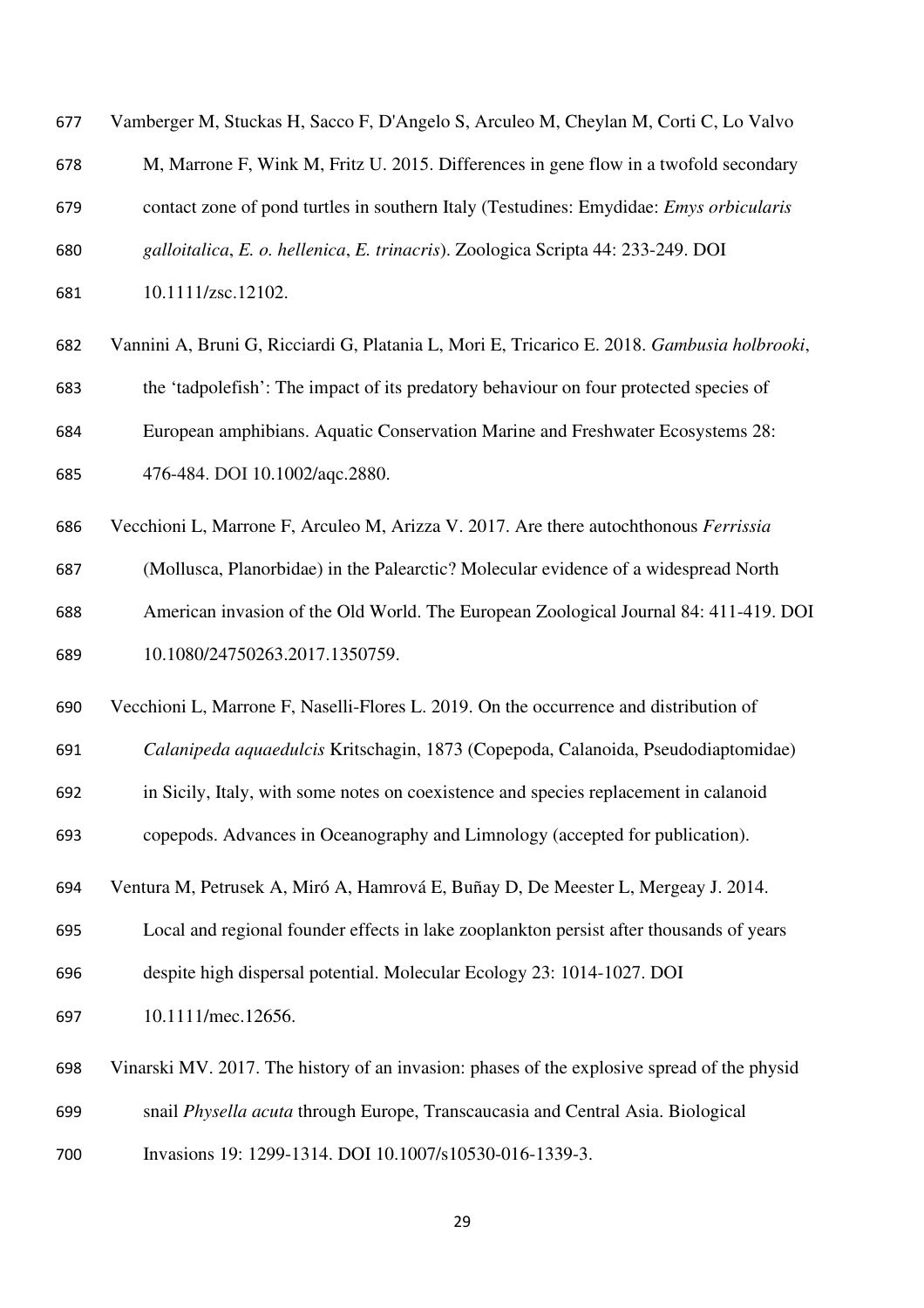Vamberger M, Stuckas H, Sacco F, D'Angelo S, Arculeo M, Cheylan M, Corti C, Lo Valvo M, Marrone F, Wink M, Fritz U. 2015. Differences in gene flow in a twofold secondary contact zone of pond turtles in southern Italy (Testudines: Emydidae: *Emys orbicularis galloitalica*, *E. o. hellenica*, *E. trinacris*). Zoologica Scripta 44: 233-249. DOI 10.1111/zsc.12102.

Vannini A, Bruni G, Ricciardi G, Platania L, Mori E, Tricarico E. 2018. *Gambusia holbrooki*, the 'tadpolefish': The impact of its predatory behaviour on four protected species of European amphibians. Aquatic Conservation Marine and Freshwater Ecosystems 28: 476-484. DOI 10.1002/aqc.2880.

Vecchioni L, Marrone F, Arculeo M, Arizza V. 2017. Are there autochthonous *Ferrissia* (Mollusca, Planorbidae) in the Palearctic? Molecular evidence of a widespread North American invasion of the Old World. The European Zoological Journal 84: 411-419. DOI 10.1080/24750263.2017.1350759.

Vecchioni L, Marrone F, Naselli-Flores L. 2019. On the occurrence and distribution of *Calanipeda aquaedulcis* Kritschagin, 1873 (Copepoda, Calanoida, Pseudodiaptomidae) in Sicily, Italy, with some notes on coexistence and species replacement in calanoid copepods. Advances in Oceanography and Limnology (accepted for publication).

Ventura M, Petrusek A, Miró A, Hamrová E, Buñay D, De Meester L, Mergeay J. 2014. Local and regional founder effects in lake zooplankton persist after thousands of years despite high dispersal potential. Molecular Ecology 23: 1014-1027. DOI 10.1111/mec.12656.

Vinarski MV. 2017. The history of an invasion: phases of the explosive spread of the physid snail *Physella acuta* through Europe, Transcaucasia and Central Asia. Biological Invasions 19: 1299-1314. DOI 10.1007/s10530-016-1339-3.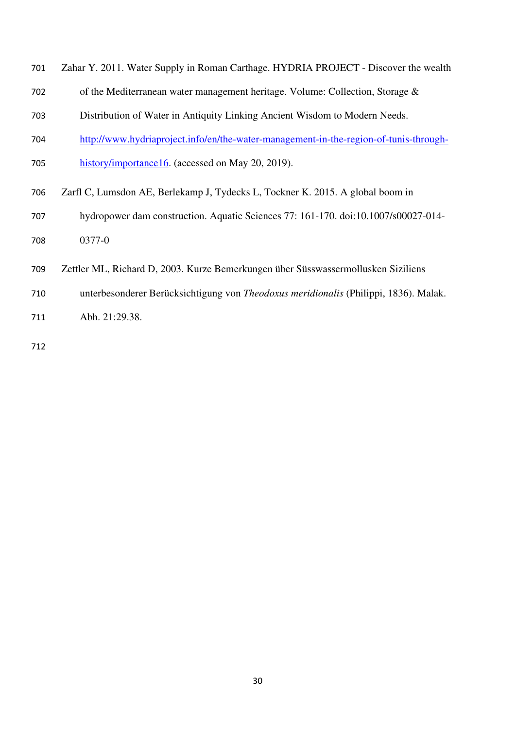Zahar Y. 2011. Water Supply in Roman Carthage. HYDRIA PROJECT - Discover the wealth of the Mediterranean water management heritage. Volume: Collection, Storage & Distribution of Water in Antiquity Linking Ancient Wisdom to Modern Needs. http://www.hydriaproject.info/en/the-water-management-in-the-region-of-tunis-through-history/importance16. (accessed on May 20, 2019).

Zarfl C, Lumsdon AE, Berlekamp J, Tydecks L, Tockner K. 2015. A global boom in hydropower dam construction. Aquatic Sciences 77: 161-170. doi:10.1007/s00027-014-0377-0

Zettler ML, Richard D, 2003. Kurze Bemerkungen über Süsswassermollusken Siziliens unterbesonderer Berücksichtigung von *Theodoxus meridionalis* (Philippi, 1836). Malak. Abh. 21:29.38.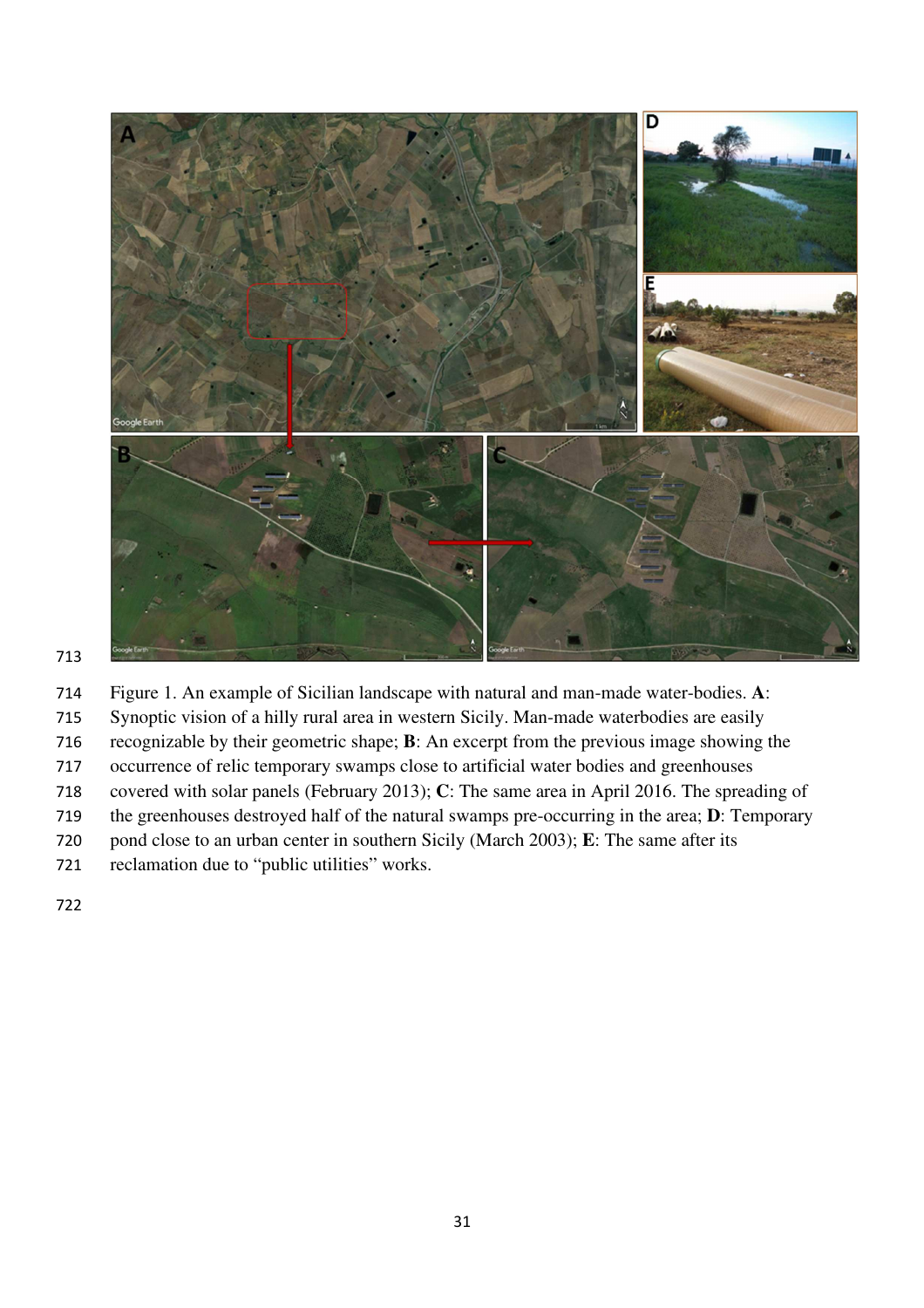Figure 1. An example of Sicilian landscape with natural and man-made water-bodies. **A**: Synoptic vision of a hilly rural area in western Sicily. Man-made waterbodies are easily recognizable by their geometric shape; **B**: An excerpt from the previous image showing the occurrence of relic temporary swamps close to artificial water bodies and greenhouses covered with solar panels (February 2013); **C**: The same area in April 2016. The spreading of the greenhouses destroyed half of the natural swamps pre-occurring in the area; **D**: Temporary pond close to an urban center in southern Sicily (March 2003); **E**: The same after its reclamation due to "public utilities" works.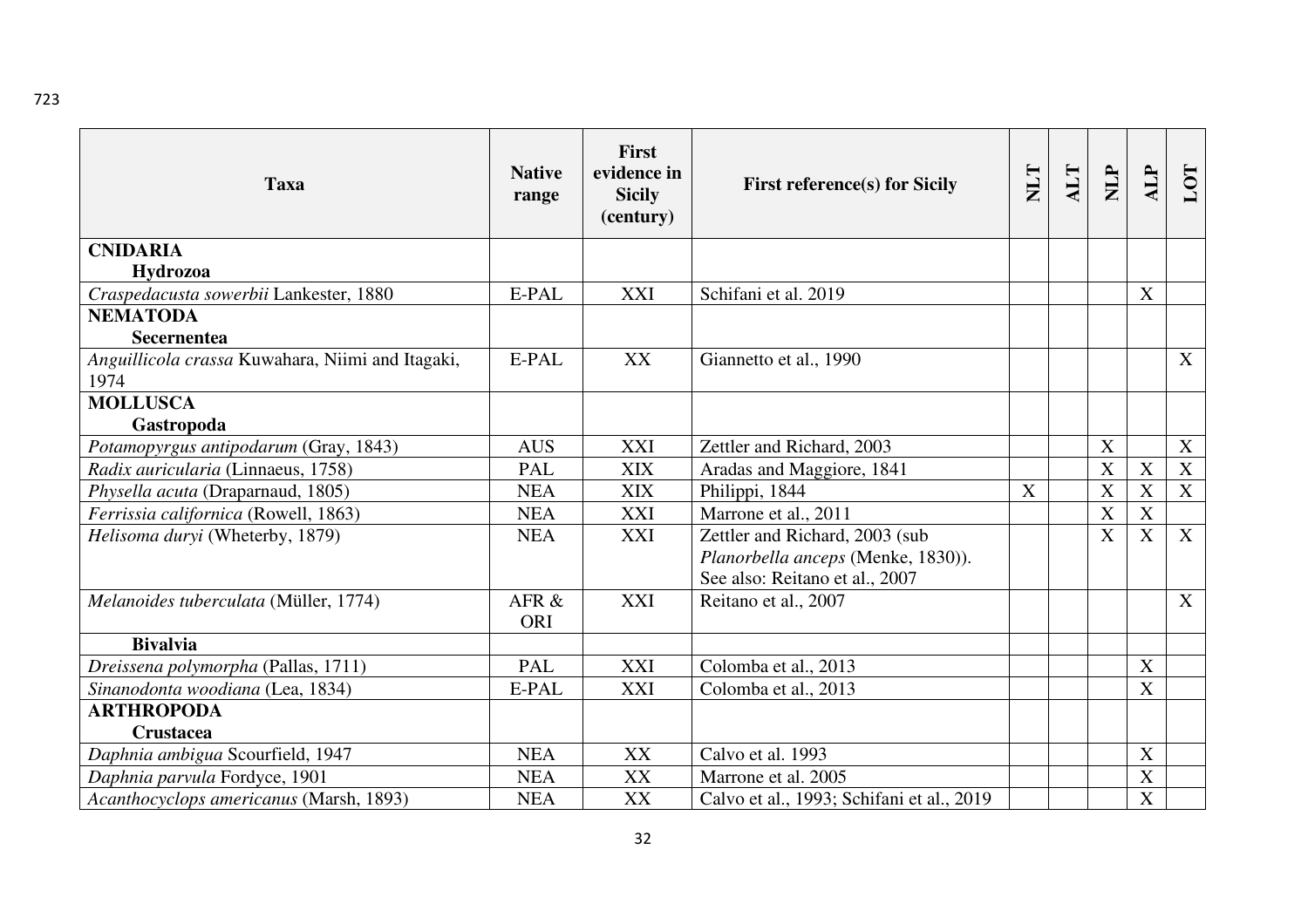| Taxa | Native range | First evidence in Sicily (century) | First reference(s) for Sicily | NLT | ALT | NLP | ALP | LOT |
|---|---|---|---|---|---|---|---|---|
| **CNIDARIA** **Hydrozoa** | | | | | | | | |
| *Craspedacusta sowerbii* Lankester, 1880 | E-PAL | XXI | Schifani et al. 2019 | | | | X | |
| **NEMATODA** **Secernentea** | | | | | | | | |
| *Anguillicola crassa* Kuwahara, Niimi and Itagaki, 1974 | E-PAL | XX | Giannetto et al., 1990 | | | | | X |
| **MOLLUSCA** **Gastropoda** | | | | | | | | |
| *Potamopyrgus antipodarum* (Gray, 1843) | AUS | XXI | Zettler and Richard, 2003 | | | X | | X |
| *Radix auricularia* (Linnaeus, 1758) | PAL | XIX | Aradas and Maggiore, 1841 | | | X | X | X |
| *Physella acuta* (Draparnaud, 1805) | NEA | XIX | Philippi, 1844 | X | | X | X | X |
| *Ferrissia californica* (Rowell, 1863) | NEA | XXI | Marrone et al., 2011 | | | X | X | |
| *Helisoma duryi* (Wheterby, 1879) | NEA | XXI | Zettler and Richard, 2003 (sub *Planorbella anceps* (Menke, 1830)). See also: Reitano et al., 2007 | | | X | X | X |
| *Melanoides tuberculata* (Müller, 1774) | AFR & ORI | XXI | Reitano et al., 2007 | | | | | X |
| **Bivalvia** | | | | | | | | |
| *Dreissena polymorpha* (Pallas, 1711) | PAL | XXI | Colomba et al., 2013 | | | | X | |
| *Sinanodonta woodiana* (Lea, 1834) | E-PAL | XXI | Colomba et al., 2013 | | | | X | |
| **ARTHROPODA** **Crustacea** | | | | | | | | |
| *Daphnia ambigua* Scourfield, 1947 | NEA | XX | Calvo et al. 1993 | | | | X | |
| *Daphnia parvula* Fordyce, 1901 | NEA | XX | Marrone et al. 2005 | | | | X | |
| *Acanthocyclops americanus* (Marsh, 1893) | NEA | XX | Calvo et al., 1993; Schifani et al., 2019 | | | | X | |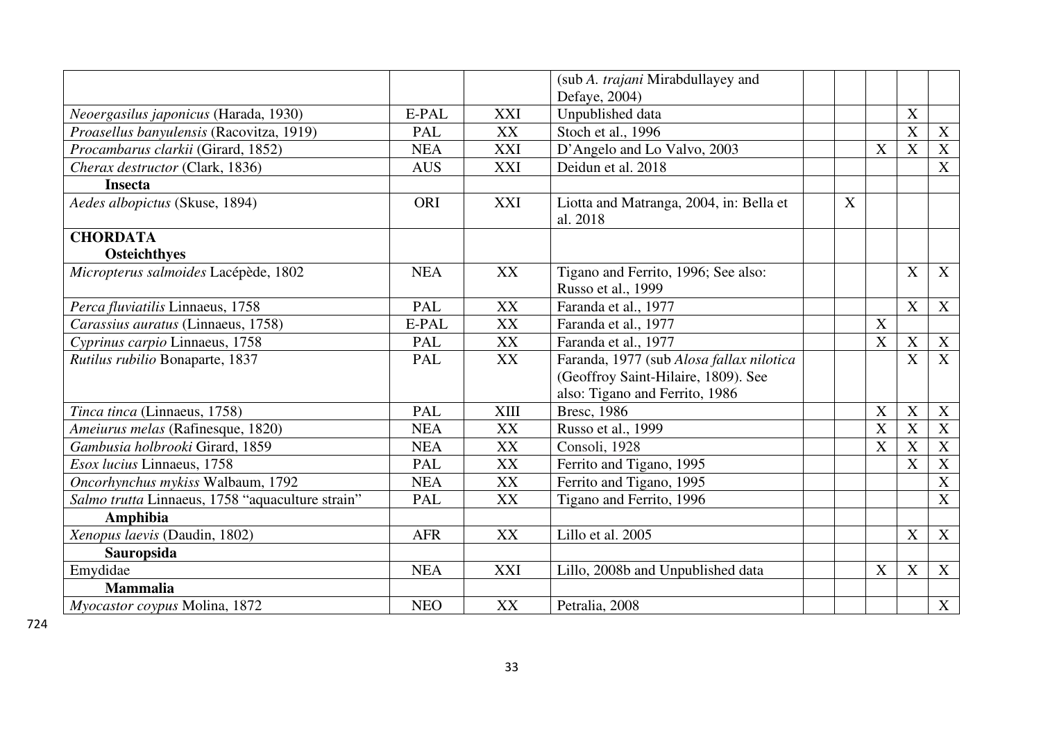| | | | | | | | | |
|---|---|---|---|---|---|---|---|---|
| | | | (sub *A. trajani* Mirabdullayey and Defaye, 2004) | | | | | |
| *Neoergasilus japonicus* (Harada, 1930) | E-PAL | XXI | Unpublished data | | | | X | |
| *Proasellus banyulensis* (Racovitza, 1919) | PAL | XX | Stoch et al., 1996 | | | | X | X |
| *Procambarus clarkii* (Girard, 1852) | NEA | XXI | D'Angelo and Lo Valvo, 2003 | | | X | X | X |
| *Cherax destructor* (Clark, 1836) | AUS | XXI | Deidun et al. 2018 | | | | | X |
| **Insecta** | | | | | | | | |
| *Aedes albopictus* (Skuse, 1894) | ORI | XXI | Liotta and Matranga, 2004, in: Bella et al. 2018 | | X | | | |
| **CHORDATA** **Osteichthyes** | | | | | | | | |
| *Micropterus salmoides* Lacépède, 1802 | NEA | XX | Tigano and Ferrito, 1996; See also: Russo et al., 1999 | | | | X | X |
| *Perca fluviatilis* Linnaeus, 1758 | PAL | XX | Faranda et al., 1977 | | | | X | X |
| *Carassius auratus* (Linnaeus, 1758) | E-PAL | XX | Faranda et al., 1977 | | | X | | |
| *Cyprinus carpio* Linnaeus, 1758 | PAL | XX | Faranda et al., 1977 | | | X | X | X |
| *Rutilus rubilio* Bonaparte, 1837 | PAL | XX | Faranda, 1977 (sub *Alosa fallax nilotica* (Geoffroy Saint-Hilaire, 1809). See also: Tigano and Ferrito, 1986 | | | | X | X |
| *Tinca tinca* (Linnaeus, 1758) | PAL | XIII | Bresc, 1986 | | | X | X | X |
| *Ameiurus melas* (Rafinesque, 1820) | NEA | XX | Russo et al., 1999 | | | X | X | X |
| *Gambusia holbrooki* Girard, 1859 | NEA | XX | Consoli, 1928 | | | X | X | X |
| *Esox lucius* Linnaeus, 1758 | PAL | XX | Ferrito and Tigano, 1995 | | | | X | X |
| *Oncorhynchus mykiss* Walbaum, 1792 | NEA | XX | Ferrito and Tigano, 1995 | | | | | X |
| *Salmo trutta* Linnaeus, 1758 "aquaculture strain" | PAL | XX | Tigano and Ferrito, 1996 | | | | | X |
| **Amphibia** | | | | | | | | |
| *Xenopus laevis* (Daudin, 1802) | AFR | XX | Lillo et al. 2005 | | | | X | X |
| **Sauropsida** | | | | | | | | |
| Emydidae | NEA | XXI | Lillo, 2008b and Unpublished data | | | X | X | X |
| **Mammalia** | | | | | | | | |
| *Myocastor coypus* Molina, 1872 | NEO | XX | Petralia, 2008 | | | | | X |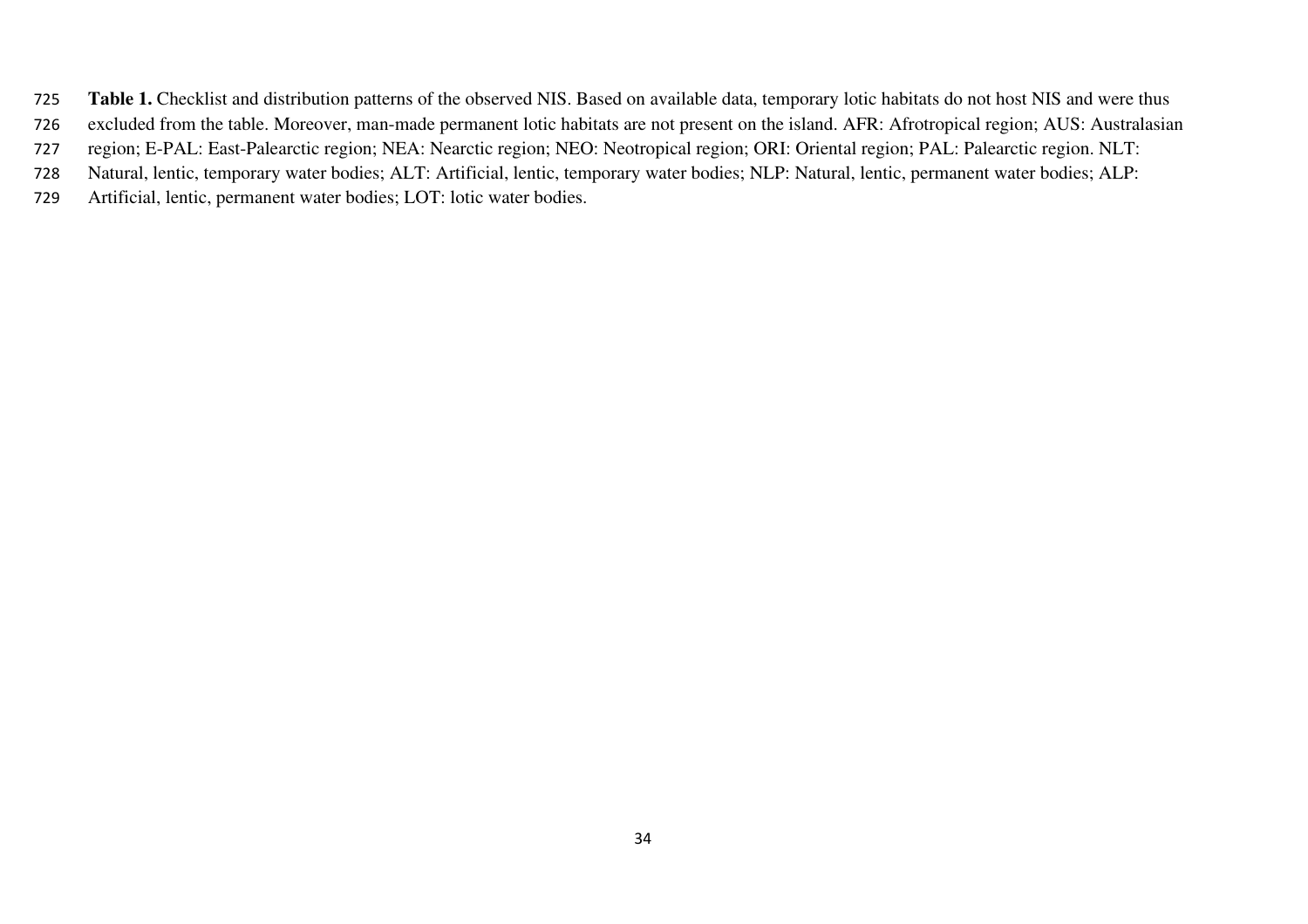**Table 1.** Checklist and distribution patterns of the observed NIS. Based on available data, temporary lotic habitats do not host NIS and were thus excluded from the table. Moreover, man-made permanent lotic habitats are not present on the island. AFR: Afrotropical region; AUS: Australasian region; E-PAL: East-Palearctic region; NEA: Nearctic region; NEO: Neotropical region; ORI: Oriental region; PAL: Palearctic region. NLT: Natural, lentic, temporary water bodies; ALT: Artificial, lentic, temporary water bodies; NLP: Natural, lentic, permanent water bodies; ALP: Artificial, lentic, permanent water bodies; LOT: lotic water bodies.